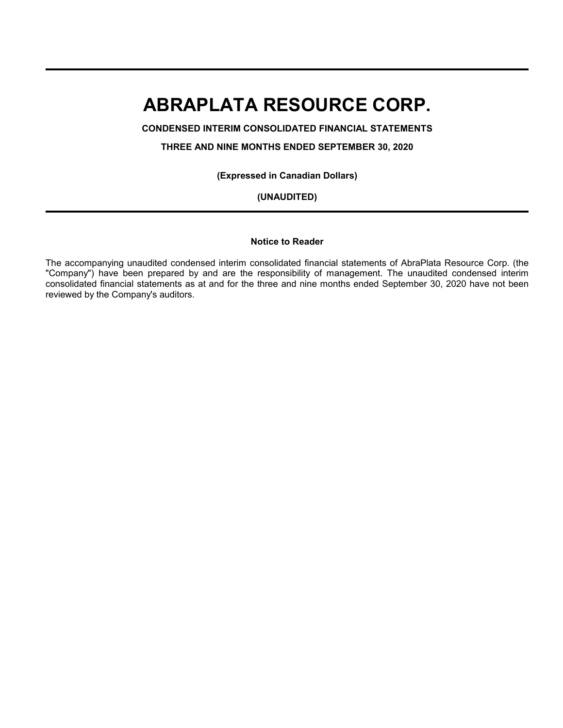# ABRAPLATA RESOURCE CORP.

**CONDENSED INTERIM CONSOLIDATED FINANCIAL STATEMENTS**

**THREE AND NINE MONTHS ENDED SEPTEMBER 30, 2020**

**(Expressed in Canadian Dollars)**

**(UNAUDITED)**

---

**Notice to Reader**

The accompanying unaudited condensed interim consolidated financial statements of AbraPlata Resource Corp. (the "Company") have been prepared by and are the responsibility of management. The unaudited condensed interim consolidated financial statements as at and for the three and nine months ended September 30, 2020 have not been reviewed by the Company's auditors.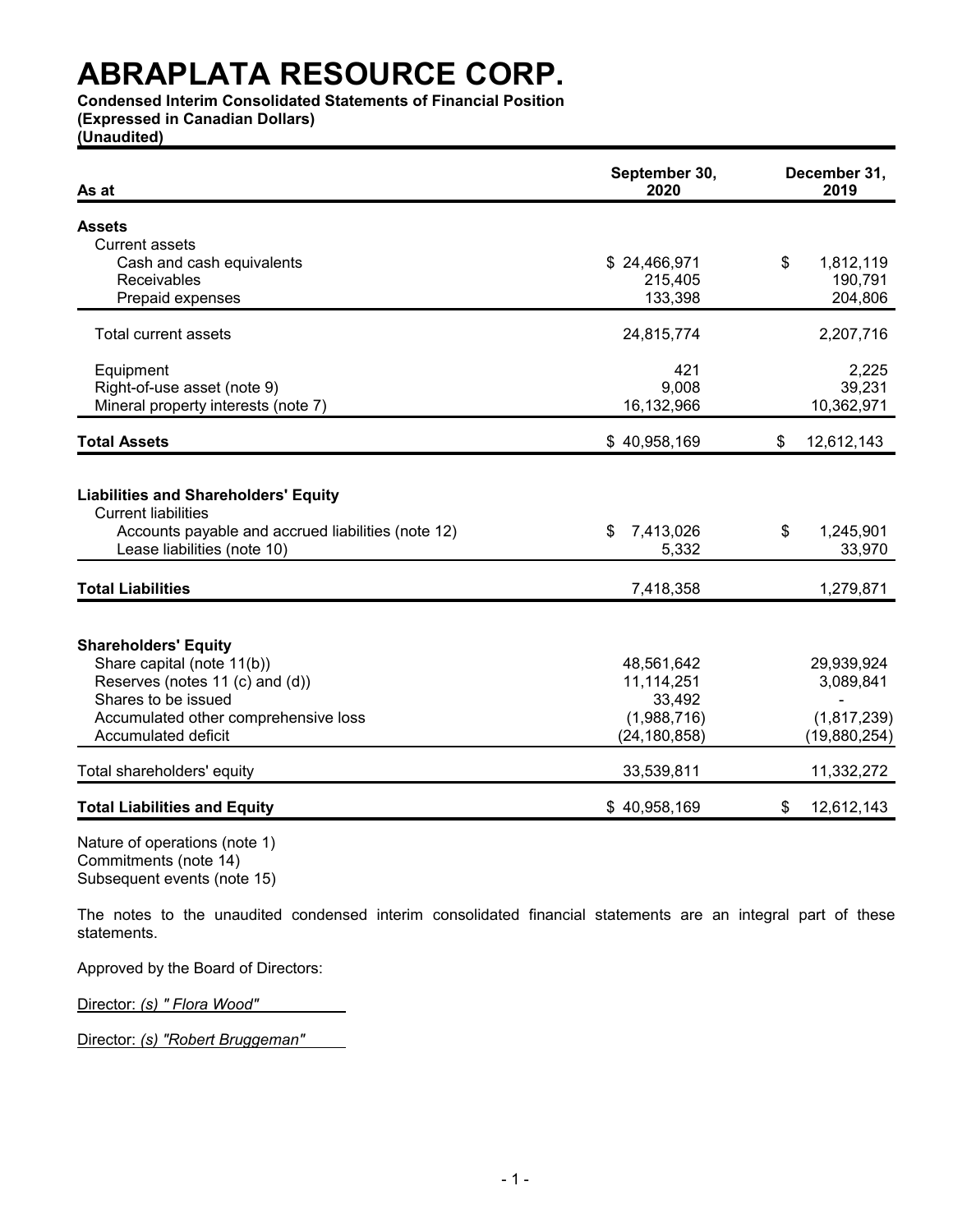# ABRAPLATA RESOURCE CORP.

**Condensed Interim Consolidated Statements of Financial Position**
**(Expressed in Canadian Dollars)**
**(Unaudited)**

| As at | September 30, 2020 | December 31, 2019 |
|---|---|---|
| **Assets** | | |
| Current assets | | |
| Cash and cash equivalents | $ 24,466,971 | $ 1,812,119 |
| Receivables | 215,405 | 190,791 |
| Prepaid expenses | 133,398 | 204,806 |
| Total current assets | 24,815,774 | 2,207,716 |
| Equipment | 421 | 2,225 |
| Right-of-use asset (note 9) | 9,008 | 39,231 |
| Mineral property interests (note 7) | 16,132,966 | 10,362,971 |
| **Total Assets** | $ 40,958,169 | $ 12,612,143 |
| | | |
| **Liabilities and Shareholders' Equity** | | |
| Current liabilities | | |
| Accounts payable and accrued liabilities (note 12) | $ 7,413,026 | $ 1,245,901 |
| Lease liabilities (note 10) | 5,332 | 33,970 |
| **Total Liabilities** | 7,418,358 | 1,279,871 |
| | | |
| **Shareholders' Equity** | | |
| Share capital (note 11(b)) | 48,561,642 | 29,939,924 |
| Reserves (notes 11 (c) and (d)) | 11,114,251 | 3,089,841 |
| Shares to be issued | 33,492 | - |
| Accumulated other comprehensive loss | (1,988,716) | (1,817,239) |
| Accumulated deficit | (24,180,858) | (19,880,254) |
| Total shareholders' equity | 33,539,811 | 11,332,272 |
| **Total Liabilities and Equity** | $ 40,958,169 | $ 12,612,143 |

Nature of operations (note 1)
Commitments (note 14)
Subsequent events (note 15)

The notes to the unaudited condensed interim consolidated financial statements are an integral part of these statements.

Approved by the Board of Directors:

Director: *(s) " Flora Wood"*

Director: *(s) "Robert Bruggeman"*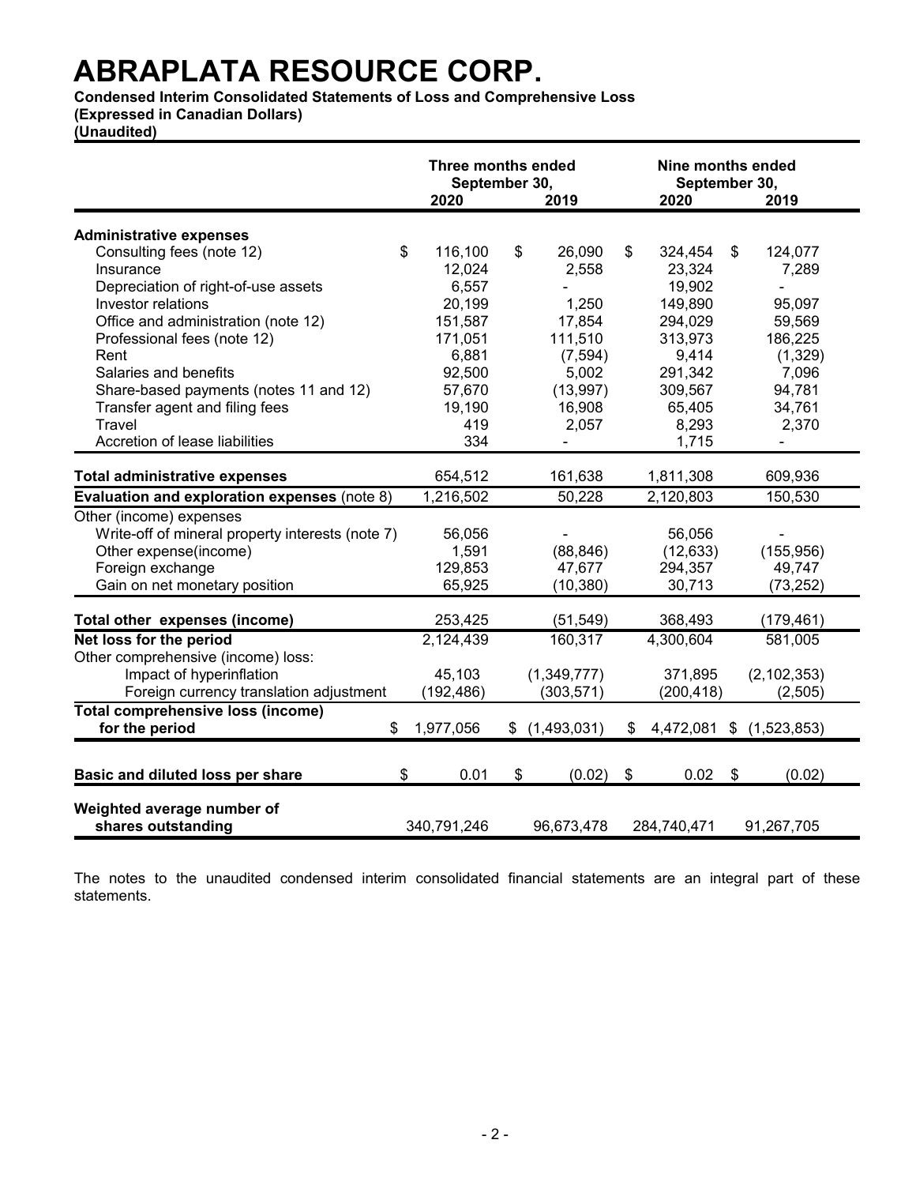# ABRAPLATA RESOURCE CORP.

**Condensed Interim Consolidated Statements of Loss and Comprehensive Loss**
**(Expressed in Canadian Dollars)**
**(Unaudited)**

| | Three months ended September 30, | | Nine months ended September 30, | |
|---|---|---|---|---|
| | 2020 | 2019 | 2020 | 2019 |
| **Administrative expenses** | | | | |
| Consulting fees (note 12) | $ 116,100 | $ 26,090 | $ 324,454 | $ 124,077 |
| Insurance | 12,024 | 2,558 | 23,324 | 7,289 |
| Depreciation of right-of-use assets | 6,557 | - | 19,902 | - |
| Investor relations | 20,199 | 1,250 | 149,890 | 95,097 |
| Office and administration (note 12) | 151,587 | 17,854 | 294,029 | 59,569 |
| Professional fees (note 12) | 171,051 | 111,510 | 313,973 | 186,225 |
| Rent | 6,881 | (7,594) | 9,414 | (1,329) |
| Salaries and benefits | 92,500 | 5,002 | 291,342 | 7,096 |
| Share-based payments (notes 11 and 12) | 57,670 | (13,997) | 309,567 | 94,781 |
| Transfer agent and filing fees | 19,190 | 16,908 | 65,405 | 34,761 |
| Travel | 419 | 2,057 | 8,293 | 2,370 |
| Accretion of lease liabilities | 334 | - | 1,715 | - |
| **Total administrative expenses** | 654,512 | 161,638 | 1,811,308 | 609,936 |
| **Evaluation and exploration expenses** (note 8) | 1,216,502 | 50,228 | 2,120,803 | 150,530 |
| Other (income) expenses | | | | |
| Write-off of mineral property interests (note 7) | 56,056 | - | 56,056 | - |
| Other expense(income) | 1,591 | (88,846) | (12,633) | (155,956) |
| Foreign exchange | 129,853 | 47,677 | 294,357 | 49,747 |
| Gain on net monetary position | 65,925 | (10,380) | 30,713 | (73,252) |
| **Total other expenses (income)** | 253,425 | (51,549) | 368,493 | (179,461) |
| **Net loss for the period** | 2,124,439 | 160,317 | 4,300,604 | 581,005 |
| Other comprehensive (income) loss: | | | | |
| Impact of hyperinflation | 45,103 | (1,349,777) | 371,895 | (2,102,353) |
| Foreign currency translation adjustment | (192,486) | (303,571) | (200,418) | (2,505) |
| **Total comprehensive loss (income) for the period** | $ 1,977,056 | $ (1,493,031) | $ 4,472,081 | $ (1,523,853) |
| **Basic and diluted loss per share** | $ 0.01 | $ (0.02) | $ 0.02 | $ (0.02) |
| **Weighted average number of shares outstanding** | 340,791,246 | 96,673,478 | 284,740,471 | 91,267,705 |

The notes to the unaudited condensed interim consolidated financial statements are an integral part of these statements.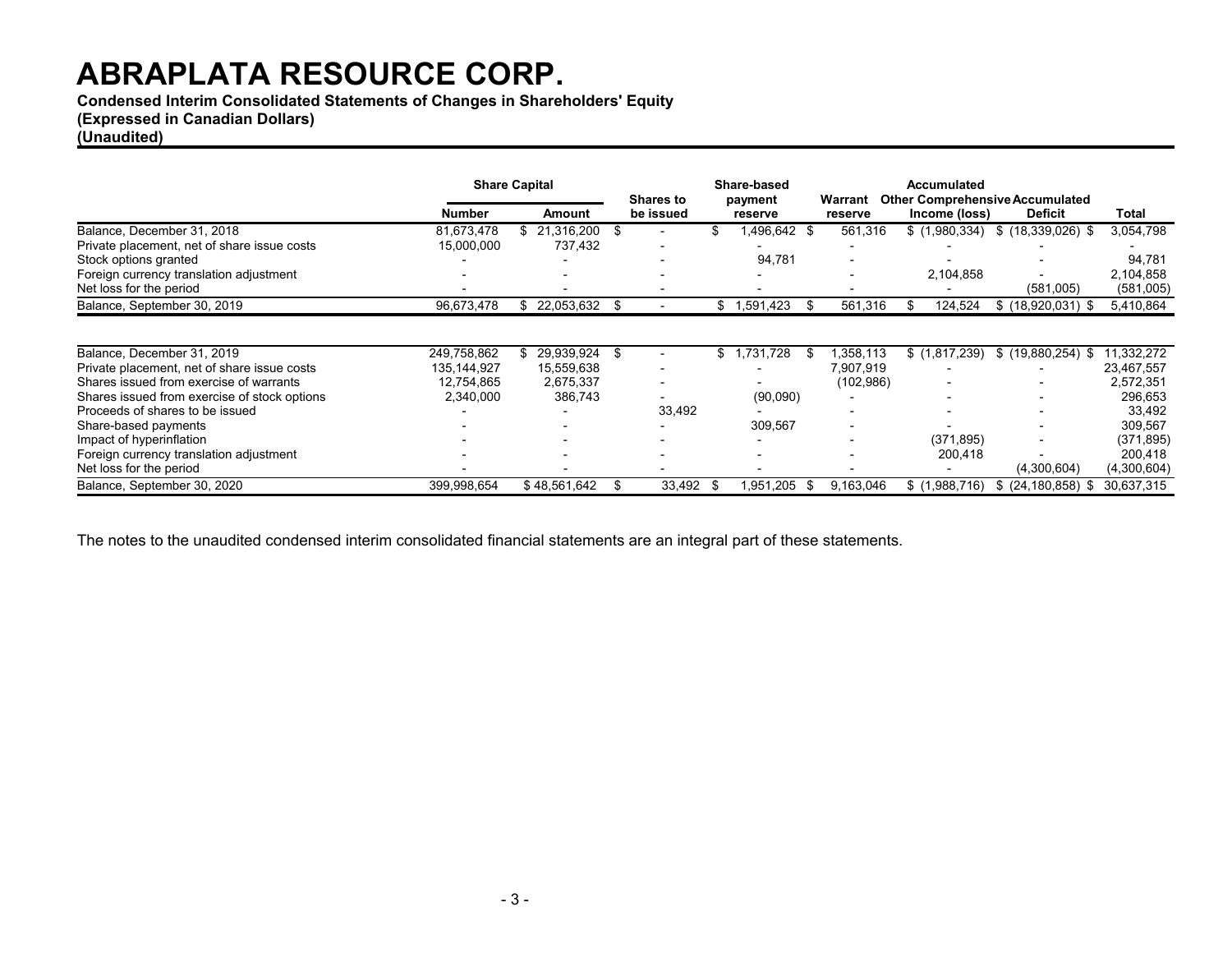# ABRAPLATA RESOURCE CORP.

**Condensed Interim Consolidated Statements of Changes in Shareholders' Equity**
**(Expressed in Canadian Dollars)**
**(Unaudited)**

| | Share Capital | | Shares to be issued | Share-based payment reserve | Warrant reserve | Accumulated Other Comprehensive Income (loss) | Accumulated Deficit | Total |
|---|---|---|---|---|---|---|---|---|
| | Number | Amount | | | | | | |
| Balance, December 31, 2018 | 81,673,478 | $ 21,316,200 | $ - | $ 1,496,642 | $ 561,316 | $ (1,980,334) | $ (18,339,026) | $ 3,054,798 |
| Private placement, net of share issue costs | 15,000,000 | 737,432 | - | - | - | - | - | - |
| Stock options granted | - | - | - | 94,781 | - | - | - | 94,781 |
| Foreign currency translation adjustment | - | - | - | - | - | 2,104,858 | - | 2,104,858 |
| Net loss for the period | - | - | - | - | - | - | (581,005) | (581,005) |
| Balance, September 30, 2019 | 96,673,478 | $ 22,053,632 | $ - | $ 1,591,423 | $ 561,316 | $ 124,524 | $ (18,920,031) | $ 5,410,864 |
| | | | | | | | | |
| Balance, December 31, 2019 | 249,758,862 | $ 29,939,924 | $ - | $ 1,731,728 | $ 1,358,113 | $ (1,817,239) | $ (19,880,254) | $ 11,332,272 |
| Private placement, net of share issue costs | 135,144,927 | 15,559,638 | - | - | 7,907,919 | - | - | 23,467,557 |
| Shares issued from exercise of warrants | 12,754,865 | 2,675,337 | - | - | (102,986) | - | - | 2,572,351 |
| Shares issued from exercise of stock options | 2,340,000 | 386,743 | - | (90,090) | - | - | - | 296,653 |
| Proceeds of shares to be issued | - | - | 33,492 | - | - | - | - | 33,492 |
| Share-based payments | - | - | - | 309,567 | - | - | - | 309,567 |
| Impact of hyperinflation | - | - | - | - | - | (371,895) | - | (371,895) |
| Foreign currency translation adjustment | - | - | - | - | - | 200,418 | - | 200,418 |
| Net loss for the period | - | - | - | - | - | - | (4,300,604) | (4,300,604) |
| Balance, September 30, 2020 | 399,998,654 | $ 48,561,642 | $ 33,492 | $ 1,951,205 | $ 9,163,046 | $ (1,988,716) | $ (24,180,858) | $ 30,637,315 |

The notes to the unaudited condensed interim consolidated financial statements are an integral part of these statements.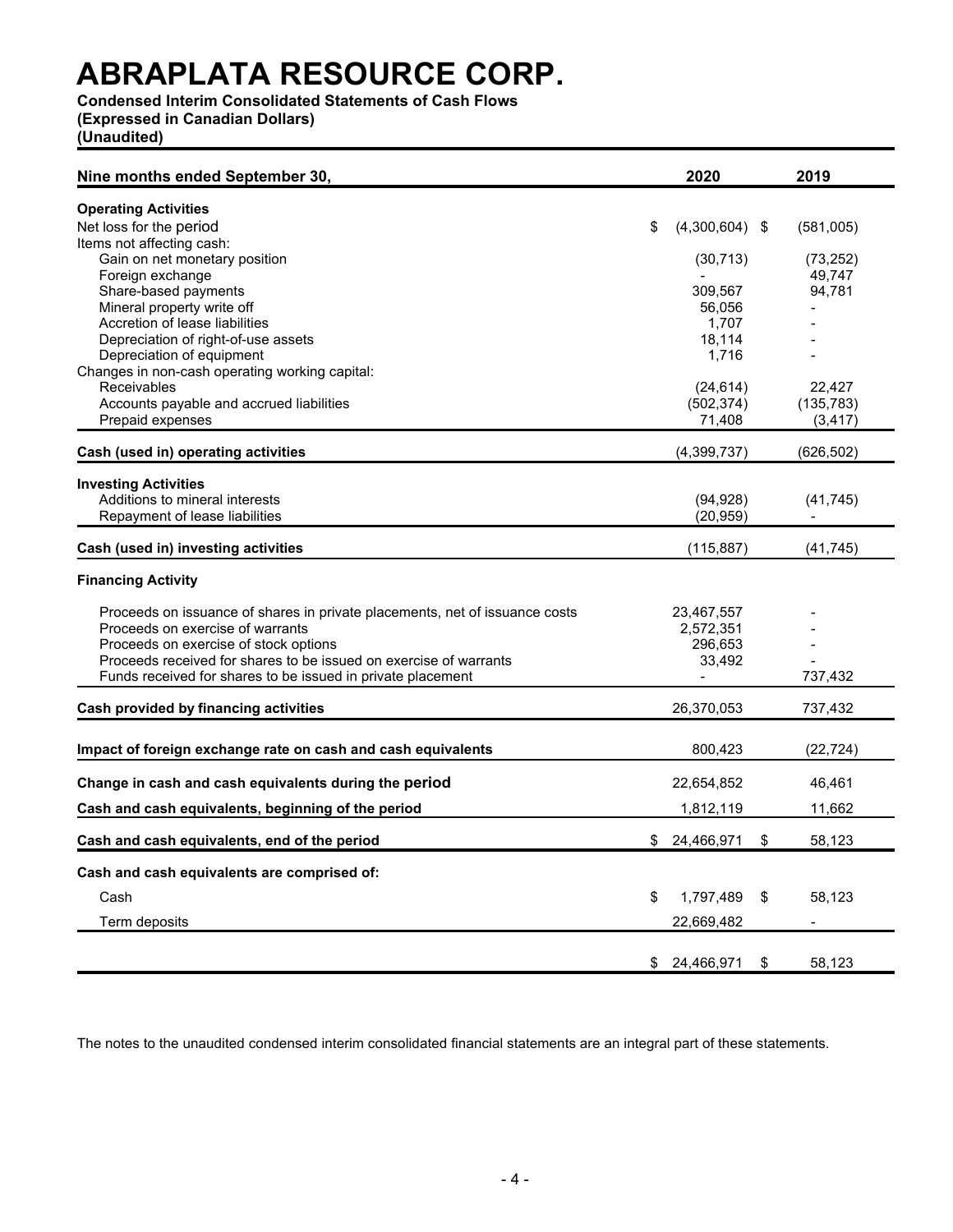# ABRAPLATA RESOURCE CORP.

**Condensed Interim Consolidated Statements of Cash Flows**
**(Expressed in Canadian Dollars)**
**(Unaudited)**

| Nine months ended September 30, | 2020 | 2019 |
|---|---|---|
| **Operating Activities** | | |
| Net loss for the period | $ (4,300,604) | $ (581,005) |
| Items not affecting cash: | | |
| Gain on net monetary position | (30,713) | (73,252) |
| Foreign exchange | - | 49,747 |
| Share-based payments | 309,567 | 94,781 |
| Mineral property write off | 56,056 | - |
| Accretion of lease liabilities | 1,707 | - |
| Depreciation of right-of-use assets | 18,114 | - |
| Depreciation of equipment | 1,716 | - |
| Changes in non-cash operating working capital: | | |
| Receivables | (24,614) | 22,427 |
| Accounts payable and accrued liabilities | (502,374) | (135,783) |
| Prepaid expenses | 71,408 | (3,417) |
| **Cash (used in) operating activities** | (4,399,737) | (626,502) |
| **Investing Activities** | | |
| Additions to mineral interests | (94,928) | (41,745) |
| Repayment of lease liabilities | (20,959) | - |
| **Cash (used in) investing activities** | (115,887) | (41,745) |
| **Financing Activity** | | |
| Proceeds on issuance of shares in private placements, net of issuance costs | 23,467,557 | - |
| Proceeds on exercise of warrants | 2,572,351 | - |
| Proceeds on exercise of stock options | 296,653 | - |
| Proceeds received for shares to be issued on exercise of warrants | 33,492 | - |
| Funds received for shares to be issued in private placement | - | 737,432 |
| **Cash provided by financing activities** | 26,370,053 | 737,432 |
| **Impact of foreign exchange rate on cash and cash equivalents** | 800,423 | (22,724) |
| **Change in cash and cash equivalents during the period** | 22,654,852 | 46,461 |
| **Cash and cash equivalents, beginning of the period** | 1,812,119 | 11,662 |
| **Cash and cash equivalents, end of the period** | $ 24,466,971 | $ 58,123 |
| **Cash and cash equivalents are comprised of:** | | |
| Cash | $ 1,797,489 | $ 58,123 |
| Term deposits | 22,669,482 | - |
| | $ 24,466,971 | $ 58,123 |

The notes to the unaudited condensed interim consolidated financial statements are an integral part of these statements.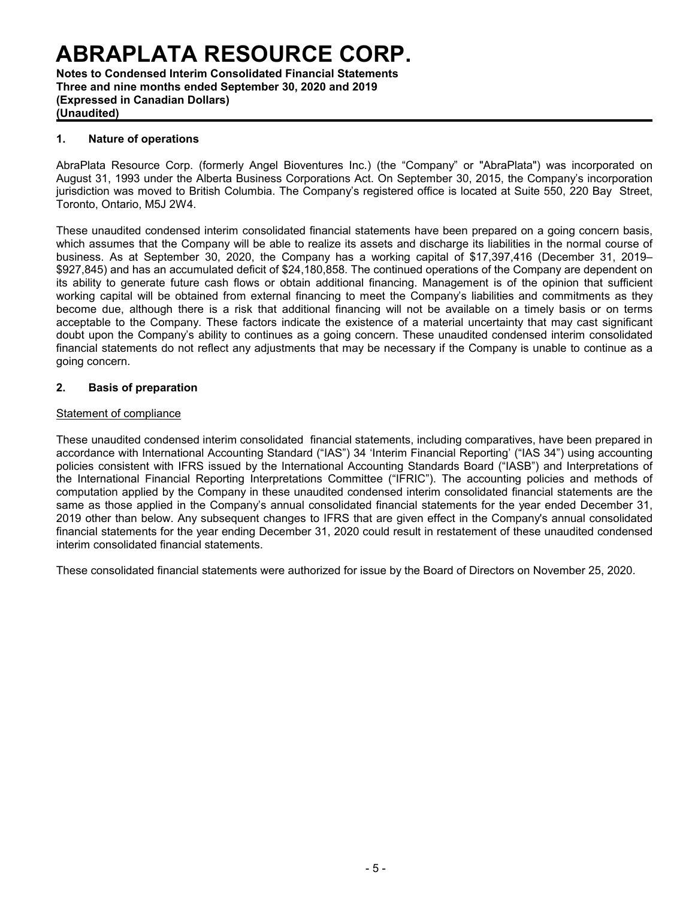# ABRAPLATA RESOURCE CORP.

**Notes to Condensed Interim Consolidated Financial Statements**
**Three and nine months ended September 30, 2020 and 2019**
**(Expressed in Canadian Dollars)**
**(Unaudited)**

## 1. Nature of operations

AbraPlata Resource Corp. (formerly Angel Bioventures Inc.) (the "Company" or "AbraPlata") was incorporated on August 31, 1993 under the Alberta Business Corporations Act. On September 30, 2015, the Company's incorporation jurisdiction was moved to British Columbia. The Company's registered office is located at Suite 550, 220 Bay Street, Toronto, Ontario, M5J 2W4.

These unaudited condensed interim consolidated financial statements have been prepared on a going concern basis, which assumes that the Company will be able to realize its assets and discharge its liabilities in the normal course of business. As at September 30, 2020, the Company has a working capital of $17,397,416 (December 31, 2019– $927,845) and has an accumulated deficit of $24,180,858. The continued operations of the Company are dependent on its ability to generate future cash flows or obtain additional financing. Management is of the opinion that sufficient working capital will be obtained from external financing to meet the Company's liabilities and commitments as they become due, although there is a risk that additional financing will not be available on a timely basis or on terms acceptable to the Company. These factors indicate the existence of a material uncertainty that may cast significant doubt upon the Company's ability to continues as a going concern. These unaudited condensed interim consolidated financial statements do not reflect any adjustments that may be necessary if the Company is unable to continue as a going concern.

## 2. Basis of preparation

Statement of compliance

These unaudited condensed interim consolidated financial statements, including comparatives, have been prepared in accordance with International Accounting Standard ("IAS") 34 'Interim Financial Reporting' ("IAS 34") using accounting policies consistent with IFRS issued by the International Accounting Standards Board ("IASB") and Interpretations of the International Financial Reporting Interpretations Committee ("IFRIC"). The accounting policies and methods of computation applied by the Company in these unaudited condensed interim consolidated financial statements are the same as those applied in the Company's annual consolidated financial statements for the year ended December 31, 2019 other than below. Any subsequent changes to IFRS that are given effect in the Company's annual consolidated financial statements for the year ending December 31, 2020 could result in restatement of these unaudited condensed interim consolidated financial statements.

These consolidated financial statements were authorized for issue by the Board of Directors on November 25, 2020.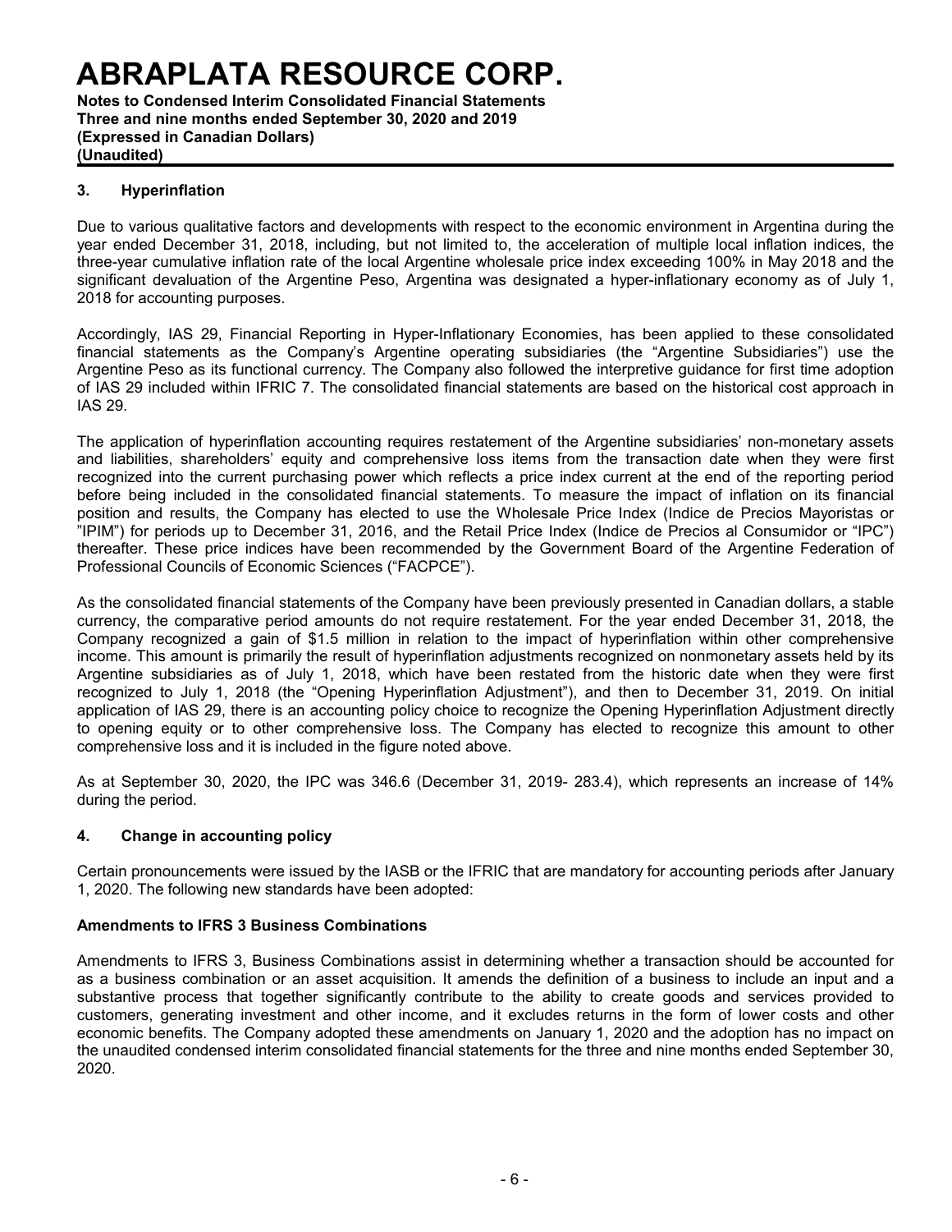## 3. Hyperinflation

Due to various qualitative factors and developments with respect to the economic environment in Argentina during the year ended December 31, 2018, including, but not limited to, the acceleration of multiple local inflation indices, the three-year cumulative inflation rate of the local Argentine wholesale price index exceeding 100% in May 2018 and the significant devaluation of the Argentine Peso, Argentina was designated a hyper-inflationary economy as of July 1, 2018 for accounting purposes.

Accordingly, IAS 29, Financial Reporting in Hyper-Inflationary Economies, has been applied to these consolidated financial statements as the Company's Argentine operating subsidiaries (the "Argentine Subsidiaries") use the Argentine Peso as its functional currency. The Company also followed the interpretive guidance for first time adoption of IAS 29 included within IFRIC 7. The consolidated financial statements are based on the historical cost approach in IAS 29.

The application of hyperinflation accounting requires restatement of the Argentine subsidiaries' non-monetary assets and liabilities, shareholders' equity and comprehensive loss items from the transaction date when they were first recognized into the current purchasing power which reflects a price index current at the end of the reporting period before being included in the consolidated financial statements. To measure the impact of inflation on its financial position and results, the Company has elected to use the Wholesale Price Index (Indice de Precios Mayoristas or "IPIM") for periods up to December 31, 2016, and the Retail Price Index (Indice de Precios al Consumidor or "IPC") thereafter. These price indices have been recommended by the Government Board of the Argentine Federation of Professional Councils of Economic Sciences ("FACPCE").

As the consolidated financial statements of the Company have been previously presented in Canadian dollars, a stable currency, the comparative period amounts do not require restatement. For the year ended December 31, 2018, the Company recognized a gain of $1.5 million in relation to the impact of hyperinflation within other comprehensive income. This amount is primarily the result of hyperinflation adjustments recognized on nonmonetary assets held by its Argentine subsidiaries as of July 1, 2018, which have been restated from the historic date when they were first recognized to July 1, 2018 (the "Opening Hyperinflation Adjustment"), and then to December 31, 2019. On initial application of IAS 29, there is an accounting policy choice to recognize the Opening Hyperinflation Adjustment directly to opening equity or to other comprehensive loss. The Company has elected to recognize this amount to other comprehensive loss and it is included in the figure noted above.

As at September 30, 2020, the IPC was 346.6 (December 31, 2019- 283.4), which represents an increase of 14% during the period.

## 4. Change in accounting policy

Certain pronouncements were issued by the IASB or the IFRIC that are mandatory for accounting periods after January 1, 2020. The following new standards have been adopted:

### Amendments to IFRS 3 Business Combinations

Amendments to IFRS 3, Business Combinations assist in determining whether a transaction should be accounted for as a business combination or an asset acquisition. It amends the definition of a business to include an input and a substantive process that together significantly contribute to the ability to create goods and services provided to customers, generating investment and other income, and it excludes returns in the form of lower costs and other economic benefits. The Company adopted these amendments on January 1, 2020 and the adoption has no impact on the unaudited condensed interim consolidated financial statements for the three and nine months ended September 30, 2020.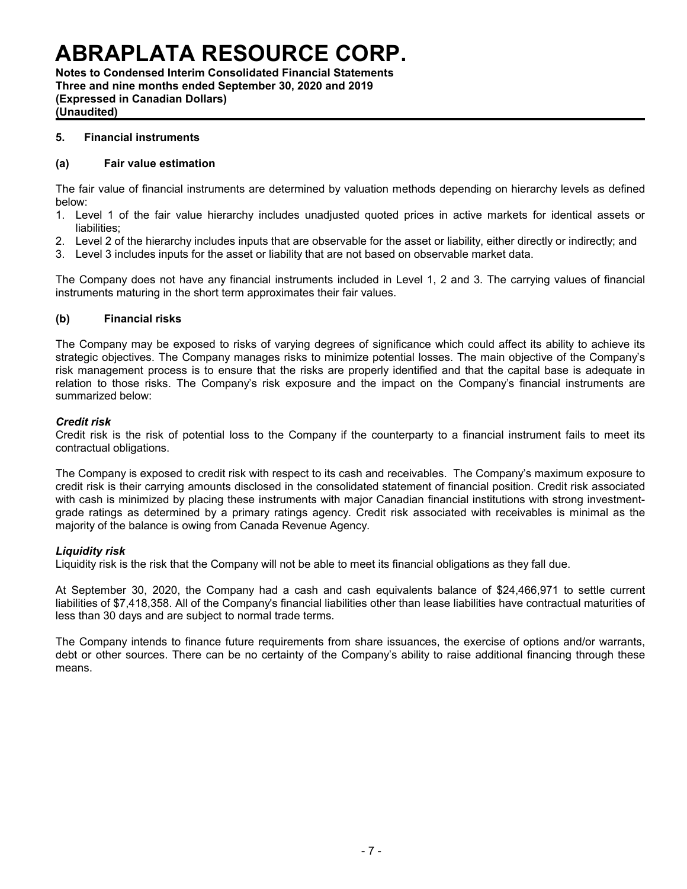## 5. Financial instruments

### (a) Fair value estimation

The fair value of financial instruments are determined by valuation methods depending on hierarchy levels as defined below:

1. Level 1 of the fair value hierarchy includes unadjusted quoted prices in active markets for identical assets or liabilities;
2. Level 2 of the hierarchy includes inputs that are observable for the asset or liability, either directly or indirectly; and
3. Level 3 includes inputs for the asset or liability that are not based on observable market data.

The Company does not have any financial instruments included in Level 1, 2 and 3. The carrying values of financial instruments maturing in the short term approximates their fair values.

### (b) Financial risks

The Company may be exposed to risks of varying degrees of significance which could affect its ability to achieve its strategic objectives. The Company manages risks to minimize potential losses. The main objective of the Company's risk management process is to ensure that the risks are properly identified and that the capital base is adequate in relation to those risks. The Company's risk exposure and the impact on the Company's financial instruments are summarized below:

***Credit risk***

Credit risk is the risk of potential loss to the Company if the counterparty to a financial instrument fails to meet its contractual obligations.

The Company is exposed to credit risk with respect to its cash and receivables. The Company's maximum exposure to credit risk is their carrying amounts disclosed in the consolidated statement of financial position. Credit risk associated with cash is minimized by placing these instruments with major Canadian financial institutions with strong investment-grade ratings as determined by a primary ratings agency. Credit risk associated with receivables is minimal as the majority of the balance is owing from Canada Revenue Agency.

***Liquidity risk***

Liquidity risk is the risk that the Company will not be able to meet its financial obligations as they fall due.

At September 30, 2020, the Company had a cash and cash equivalents balance of $24,466,971 to settle current liabilities of $7,418,358. All of the Company's financial liabilities other than lease liabilities have contractual maturities of less than 30 days and are subject to normal trade terms.

The Company intends to finance future requirements from share issuances, the exercise of options and/or warrants, debt or other sources. There can be no certainty of the Company's ability to raise additional financing through these means.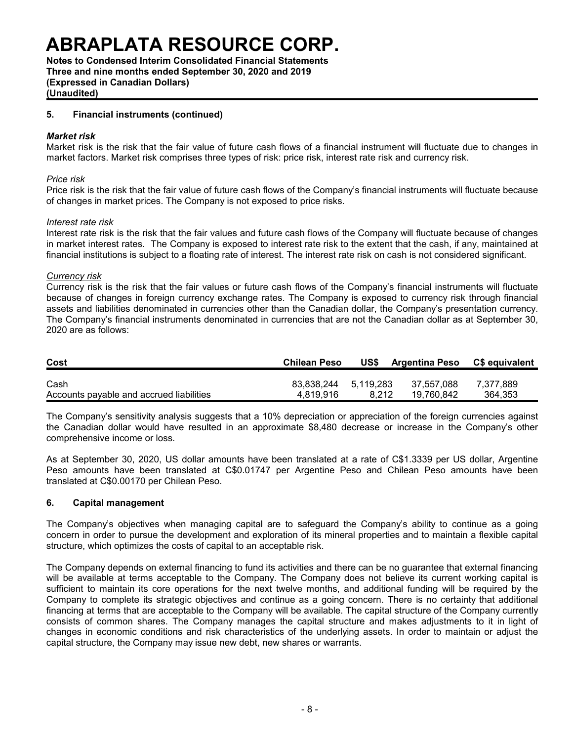## 5. Financial instruments (continued)

### *Market risk*

Market risk is the risk that the fair value of future cash flows of a financial instrument will fluctuate due to changes in market factors. Market risk comprises three types of risk: price risk, interest rate risk and currency risk.

*Price risk*

Price risk is the risk that the fair value of future cash flows of the Company's financial instruments will fluctuate because of changes in market prices. The Company is not exposed to price risks.

*Interest rate risk*

Interest rate risk is the risk that the fair values and future cash flows of the Company will fluctuate because of changes in market interest rates. The Company is exposed to interest rate risk to the extent that the cash, if any, maintained at financial institutions is subject to a floating rate of interest. The interest rate risk on cash is not considered significant.

*Currency risk*

Currency risk is the risk that the fair values or future cash flows of the Company's financial instruments will fluctuate because of changes in foreign currency exchange rates. The Company is exposed to currency risk through financial assets and liabilities denominated in currencies other than the Canadian dollar, the Company's presentation currency. The Company's financial instruments denominated in currencies that are not the Canadian dollar as at September 30, 2020 are as follows:

| Cost | Chilean Peso | US$ | Argentina Peso | C$ equivalent |
|---|---|---|---|---|
| Cash | 83,838,244 | 5,119,283 | 37,557,088 | 7,377,889 |
| Accounts payable and accrued liabilities | 4,819,916 | 8,212 | 19,760,842 | 364,353 |

The Company's sensitivity analysis suggests that a 10% depreciation or appreciation of the foreign currencies against the Canadian dollar would have resulted in an approximate $8,480 decrease or increase in the Company's other comprehensive income or loss.

As at September 30, 2020, US dollar amounts have been translated at a rate of C$1.3339 per US dollar, Argentine Peso amounts have been translated at C$0.01747 per Argentine Peso and Chilean Peso amounts have been translated at C$0.00170 per Chilean Peso.

## 6. Capital management

The Company's objectives when managing capital are to safeguard the Company's ability to continue as a going concern in order to pursue the development and exploration of its mineral properties and to maintain a flexible capital structure, which optimizes the costs of capital to an acceptable risk.

The Company depends on external financing to fund its activities and there can be no guarantee that external financing will be available at terms acceptable to the Company. The Company does not believe its current working capital is sufficient to maintain its core operations for the next twelve months, and additional funding will be required by the Company to complete its strategic objectives and continue as a going concern. There is no certainty that additional financing at terms that are acceptable to the Company will be available. The capital structure of the Company currently consists of common shares. The Company manages the capital structure and makes adjustments to it in light of changes in economic conditions and risk characteristics of the underlying assets. In order to maintain or adjust the capital structure, the Company may issue new debt, new shares or warrants.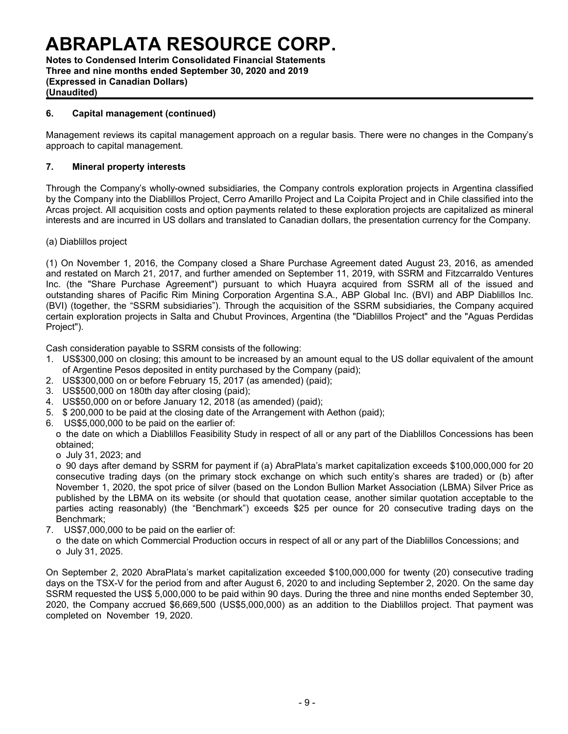## 6. Capital management (continued)

Management reviews its capital management approach on a regular basis. There were no changes in the Company's approach to capital management.

## 7. Mineral property interests

Through the Company's wholly-owned subsidiaries, the Company controls exploration projects in Argentina classified by the Company into the Diablillos Project, Cerro Amarillo Project and La Coipita Project and in Chile classified into the Arcas project. All acquisition costs and option payments related to these exploration projects are capitalized as mineral interests and are incurred in US dollars and translated to Canadian dollars, the presentation currency for the Company.

(a) Diablillos project

(1) On November 1, 2016, the Company closed a Share Purchase Agreement dated August 23, 2016, as amended and restated on March 21, 2017, and further amended on September 11, 2019, with SSRM and Fitzcarraldo Ventures Inc. (the "Share Purchase Agreement") pursuant to which Huayra acquired from SSRM all of the issued and outstanding shares of Pacific Rim Mining Corporation Argentina S.A., ABP Global Inc. (BVI) and ABP Diablillos Inc. (BVI) (together, the "SSRM subsidiaries"). Through the acquisition of the SSRM subsidiaries, the Company acquired certain exploration projects in Salta and Chubut Provinces, Argentina (the "Diablillos Project" and the "Aguas Perdidas Project").

Cash consideration payable to SSRM consists of the following:

1. US$300,000 on closing; this amount to be increased by an amount equal to the US dollar equivalent of the amount of Argentine Pesos deposited in entity purchased by the Company (paid);
2. US$300,000 on or before February 15, 2017 (as amended) (paid);
3. US$500,000 on 180th day after closing (paid);
4. US$50,000 on or before January 12, 2018 (as amended) (paid);
5. $ 200,000 to be paid at the closing date of the Arrangement with Aethon (paid);
6. US$5,000,000 to be paid on the earlier of:
   - the date on which a Diablillos Feasibility Study in respect of all or any part of the Diablillos Concessions has been obtained;
   - July 31, 2023; and
   - 90 days after demand by SSRM for payment if (a) AbraPlata's market capitalization exceeds $100,000,000 for 20 consecutive trading days (on the primary stock exchange on which such entity's shares are traded) or (b) after November 1, 2020, the spot price of silver (based on the London Bullion Market Association (LBMA) Silver Price as published by the LBMA on its website (or should that quotation cease, another similar quotation acceptable to the parties acting reasonably) (the "Benchmark") exceeds $25 per ounce for 20 consecutive trading days on the Benchmark;
7. US$7,000,000 to be paid on the earlier of:
   - the date on which Commercial Production occurs in respect of all or any part of the Diablillos Concessions; and
   - July 31, 2025.

On September 2, 2020 AbraPlata's market capitalization exceeded $100,000,000 for twenty (20) consecutive trading days on the TSX-V for the period from and after August 6, 2020 to and including September 2, 2020. On the same day SSRM requested the US$ 5,000,000 to be paid within 90 days. During the three and nine months ended September 30, 2020, the Company accrued $6,669,500 (US$5,000,000) as an addition to the Diablillos project. That payment was completed on November 19, 2020.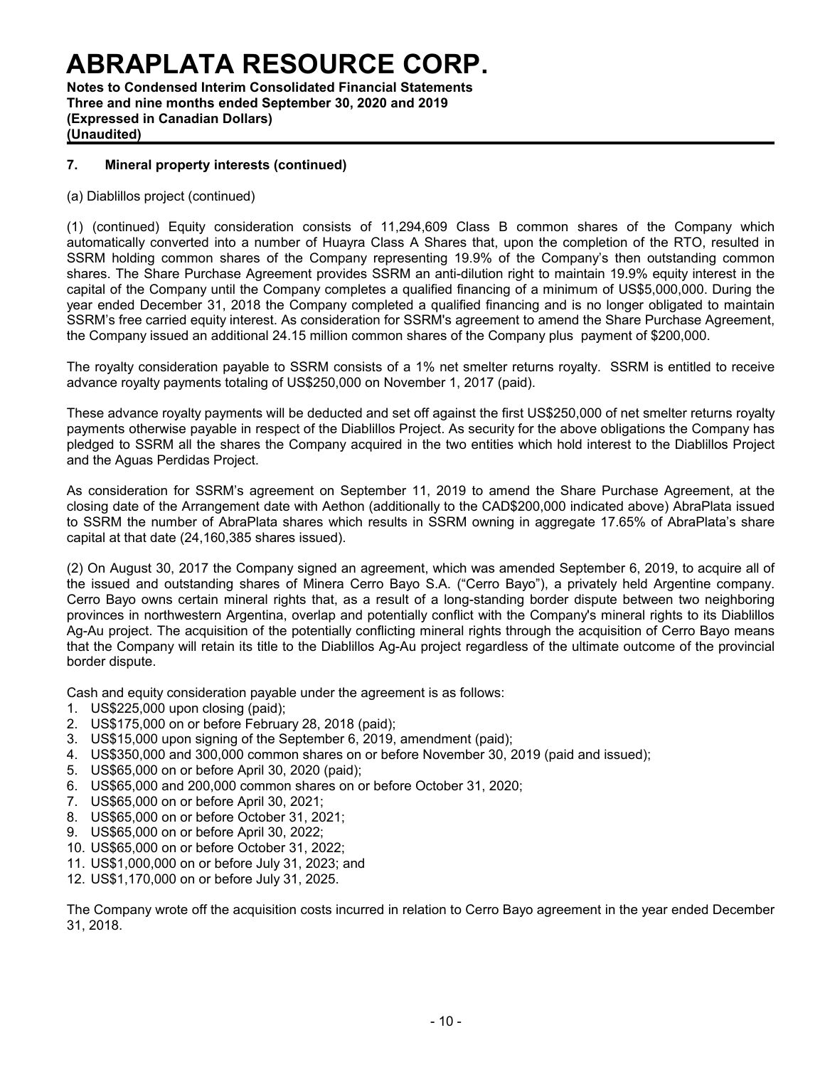## 7. Mineral property interests (continued)

(a) Diablillos project (continued)

(1) (continued) Equity consideration consists of 11,294,609 Class B common shares of the Company which automatically converted into a number of Huayra Class A Shares that, upon the completion of the RTO, resulted in SSRM holding common shares of the Company representing 19.9% of the Company's then outstanding common shares. The Share Purchase Agreement provides SSRM an anti-dilution right to maintain 19.9% equity interest in the capital of the Company until the Company completes a qualified financing of a minimum of US$5,000,000. During the year ended December 31, 2018 the Company completed a qualified financing and is no longer obligated to maintain SSRM's free carried equity interest. As consideration for SSRM's agreement to amend the Share Purchase Agreement, the Company issued an additional 24.15 million common shares of the Company plus payment of $200,000.

The royalty consideration payable to SSRM consists of a 1% net smelter returns royalty. SSRM is entitled to receive advance royalty payments totaling of US$250,000 on November 1, 2017 (paid).

These advance royalty payments will be deducted and set off against the first US$250,000 of net smelter returns royalty payments otherwise payable in respect of the Diablillos Project. As security for the above obligations the Company has pledged to SSRM all the shares the Company acquired in the two entities which hold interest to the Diablillos Project and the Aguas Perdidas Project.

As consideration for SSRM's agreement on September 11, 2019 to amend the Share Purchase Agreement, at the closing date of the Arrangement date with Aethon (additionally to the CAD$200,000 indicated above) AbraPlata issued to SSRM the number of AbraPlata shares which results in SSRM owning in aggregate 17.65% of AbraPlata's share capital at that date (24,160,385 shares issued).

(2) On August 30, 2017 the Company signed an agreement, which was amended September 6, 2019, to acquire all of the issued and outstanding shares of Minera Cerro Bayo S.A. ("Cerro Bayo"), a privately held Argentine company. Cerro Bayo owns certain mineral rights that, as a result of a long-standing border dispute between two neighboring provinces in northwestern Argentina, overlap and potentially conflict with the Company's mineral rights to its Diablillos Ag-Au project. The acquisition of the potentially conflicting mineral rights through the acquisition of Cerro Bayo means that the Company will retain its title to the Diablillos Ag-Au project regardless of the ultimate outcome of the provincial border dispute.

Cash and equity consideration payable under the agreement is as follows:

1. US$225,000 upon closing (paid);
2. US$175,000 on or before February 28, 2018 (paid);
3. US$15,000 upon signing of the September 6, 2019, amendment (paid);
4. US$350,000 and 300,000 common shares on or before November 30, 2019 (paid and issued);
5. US$65,000 on or before April 30, 2020 (paid);
6. US$65,000 and 200,000 common shares on or before October 31, 2020;
7. US$65,000 on or before April 30, 2021;
8. US$65,000 on or before October 31, 2021;
9. US$65,000 on or before April 30, 2022;
10. US$65,000 on or before October 31, 2022;
11. US$1,000,000 on or before July 31, 2023; and
12. US$1,170,000 on or before July 31, 2025.

The Company wrote off the acquisition costs incurred in relation to Cerro Bayo agreement in the year ended December 31, 2018.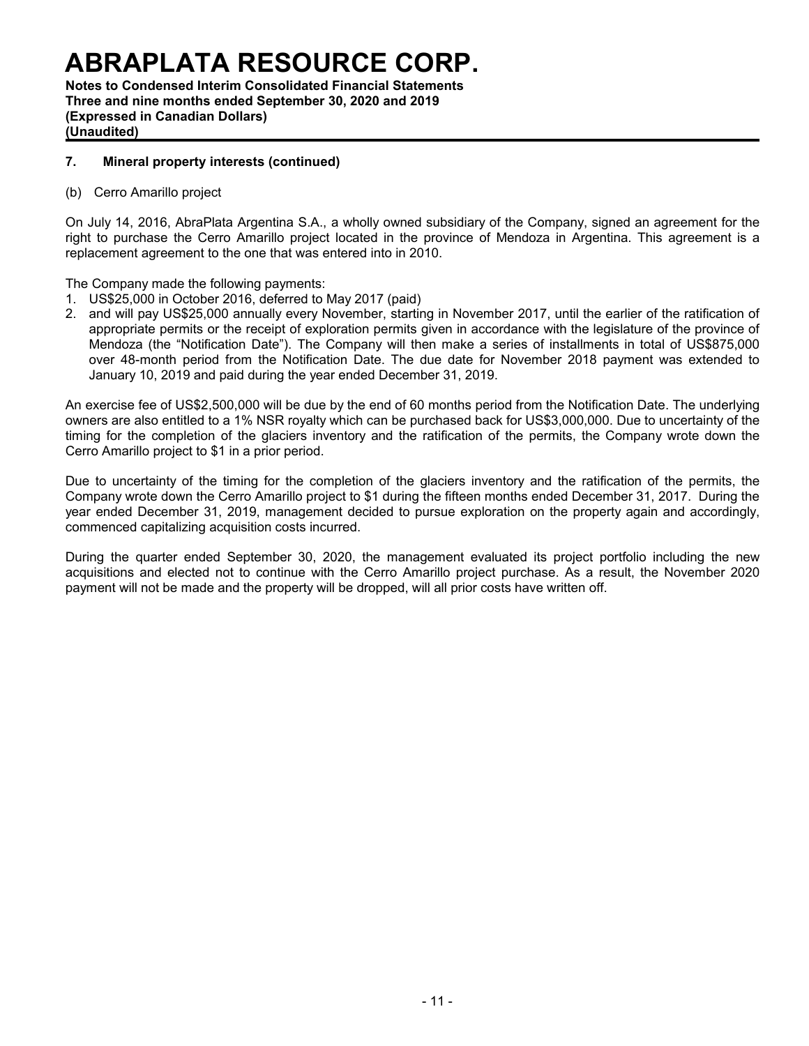### 7. Mineral property interests (continued)

(b) Cerro Amarillo project

On July 14, 2016, AbraPlata Argentina S.A., a wholly owned subsidiary of the Company, signed an agreement for the right to purchase the Cerro Amarillo project located in the province of Mendoza in Argentina. This agreement is a replacement agreement to the one that was entered into in 2010.

The Company made the following payments:

1. US$25,000 in October 2016, deferred to May 2017 (paid)
2. and will pay US$25,000 annually every November, starting in November 2017, until the earlier of the ratification of appropriate permits or the receipt of exploration permits given in accordance with the legislature of the province of Mendoza (the "Notification Date"). The Company will then make a series of installments in total of US$875,000 over 48-month period from the Notification Date. The due date for November 2018 payment was extended to January 10, 2019 and paid during the year ended December 31, 2019.

An exercise fee of US$2,500,000 will be due by the end of 60 months period from the Notification Date. The underlying owners are also entitled to a 1% NSR royalty which can be purchased back for US$3,000,000. Due to uncertainty of the timing for the completion of the glaciers inventory and the ratification of the permits, the Company wrote down the Cerro Amarillo project to $1 in a prior period.

Due to uncertainty of the timing for the completion of the glaciers inventory and the ratification of the permits, the Company wrote down the Cerro Amarillo project to $1 during the fifteen months ended December 31, 2017. During the year ended December 31, 2019, management decided to pursue exploration on the property again and accordingly, commenced capitalizing acquisition costs incurred.

During the quarter ended September 30, 2020, the management evaluated its project portfolio including the new acquisitions and elected not to continue with the Cerro Amarillo project purchase. As a result, the November 2020 payment will not be made and the property will be dropped, will all prior costs have written off.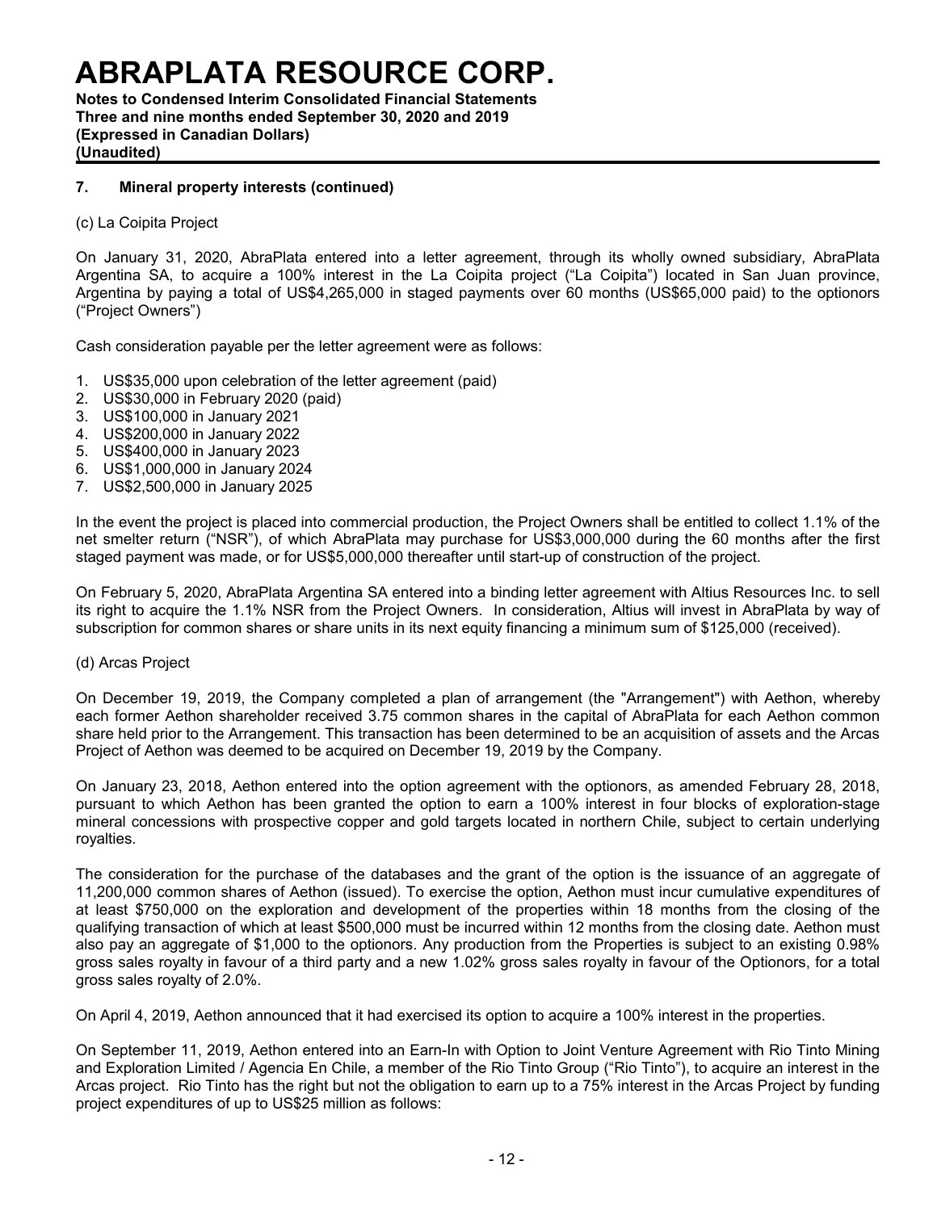### 7. Mineral property interests (continued)

(c) La Coipita Project

On January 31, 2020, AbraPlata entered into a letter agreement, through its wholly owned subsidiary, AbraPlata Argentina SA, to acquire a 100% interest in the La Coipita project ("La Coipita") located in San Juan province, Argentina by paying a total of US$4,265,000 in staged payments over 60 months (US$65,000 paid) to the optionors ("Project Owners")

Cash consideration payable per the letter agreement were as follows:

1. US$35,000 upon celebration of the letter agreement (paid)
2. US$30,000 in February 2020 (paid)
3. US$100,000 in January 2021
4. US$200,000 in January 2022
5. US$400,000 in January 2023
6. US$1,000,000 in January 2024
7. US$2,500,000 in January 2025

In the event the project is placed into commercial production, the Project Owners shall be entitled to collect 1.1% of the net smelter return ("NSR"), of which AbraPlata may purchase for US$3,000,000 during the 60 months after the first staged payment was made, or for US$5,000,000 thereafter until start-up of construction of the project.

On February 5, 2020, AbraPlata Argentina SA entered into a binding letter agreement with Altius Resources Inc. to sell its right to acquire the 1.1% NSR from the Project Owners. In consideration, Altius will invest in AbraPlata by way of subscription for common shares or share units in its next equity financing a minimum sum of $125,000 (received).

(d) Arcas Project

On December 19, 2019, the Company completed a plan of arrangement (the "Arrangement") with Aethon, whereby each former Aethon shareholder received 3.75 common shares in the capital of AbraPlata for each Aethon common share held prior to the Arrangement. This transaction has been determined to be an acquisition of assets and the Arcas Project of Aethon was deemed to be acquired on December 19, 2019 by the Company.

On January 23, 2018, Aethon entered into the option agreement with the optionors, as amended February 28, 2018, pursuant to which Aethon has been granted the option to earn a 100% interest in four blocks of exploration-stage mineral concessions with prospective copper and gold targets located in northern Chile, subject to certain underlying royalties.

The consideration for the purchase of the databases and the grant of the option is the issuance of an aggregate of 11,200,000 common shares of Aethon (issued). To exercise the option, Aethon must incur cumulative expenditures of at least $750,000 on the exploration and development of the properties within 18 months from the closing of the qualifying transaction of which at least $500,000 must be incurred within 12 months from the closing date. Aethon must also pay an aggregate of $1,000 to the optionors. Any production from the Properties is subject to an existing 0.98% gross sales royalty in favour of a third party and a new 1.02% gross sales royalty in favour of the Optionors, for a total gross sales royalty of 2.0%.

On April 4, 2019, Aethon announced that it had exercised its option to acquire a 100% interest in the properties.

On September 11, 2019, Aethon entered into an Earn-In with Option to Joint Venture Agreement with Rio Tinto Mining and Exploration Limited / Agencia En Chile, a member of the Rio Tinto Group ("Rio Tinto"), to acquire an interest in the Arcas project. Rio Tinto has the right but not the obligation to earn up to a 75% interest in the Arcas Project by funding project expenditures of up to US$25 million as follows: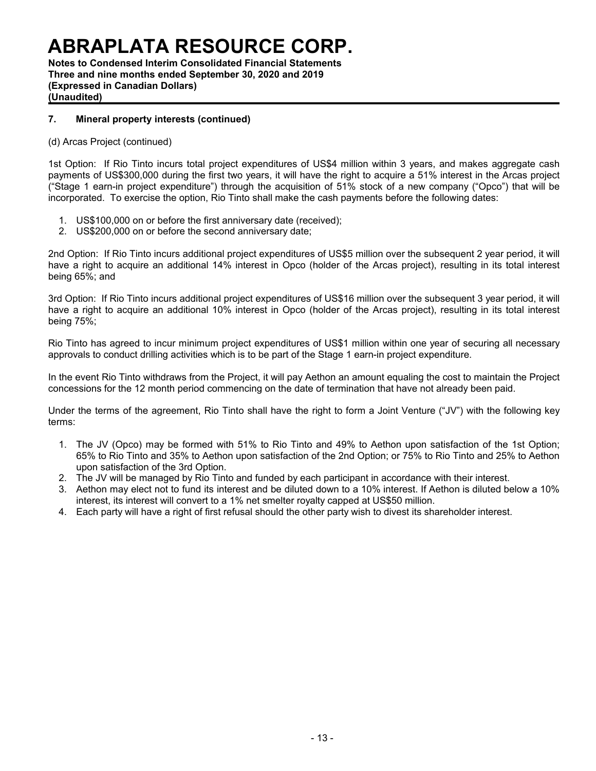## 7. Mineral property interests (continued)

(d) Arcas Project (continued)

1st Option: If Rio Tinto incurs total project expenditures of US$4 million within 3 years, and makes aggregate cash payments of US$300,000 during the first two years, it will have the right to acquire a 51% interest in the Arcas project ("Stage 1 earn-in project expenditure") through the acquisition of 51% stock of a new company ("Opco") that will be incorporated. To exercise the option, Rio Tinto shall make the cash payments before the following dates:

1. US$100,000 on or before the first anniversary date (received);
2. US$200,000 on or before the second anniversary date;

2nd Option: If Rio Tinto incurs additional project expenditures of US$5 million over the subsequent 2 year period, it will have a right to acquire an additional 14% interest in Opco (holder of the Arcas project), resulting in its total interest being 65%; and

3rd Option: If Rio Tinto incurs additional project expenditures of US$16 million over the subsequent 3 year period, it will have a right to acquire an additional 10% interest in Opco (holder of the Arcas project), resulting in its total interest being 75%;

Rio Tinto has agreed to incur minimum project expenditures of US$1 million within one year of securing all necessary approvals to conduct drilling activities which is to be part of the Stage 1 earn-in project expenditure.

In the event Rio Tinto withdraws from the Project, it will pay Aethon an amount equaling the cost to maintain the Project concessions for the 12 month period commencing on the date of termination that have not already been paid.

Under the terms of the agreement, Rio Tinto shall have the right to form a Joint Venture ("JV") with the following key terms:

1. The JV (Opco) may be formed with 51% to Rio Tinto and 49% to Aethon upon satisfaction of the 1st Option; 65% to Rio Tinto and 35% to Aethon upon satisfaction of the 2nd Option; or 75% to Rio Tinto and 25% to Aethon upon satisfaction of the 3rd Option.
2. The JV will be managed by Rio Tinto and funded by each participant in accordance with their interest.
3. Aethon may elect not to fund its interest and be diluted down to a 10% interest. If Aethon is diluted below a 10% interest, its interest will convert to a 1% net smelter royalty capped at US$50 million.
4. Each party will have a right of first refusal should the other party wish to divest its shareholder interest.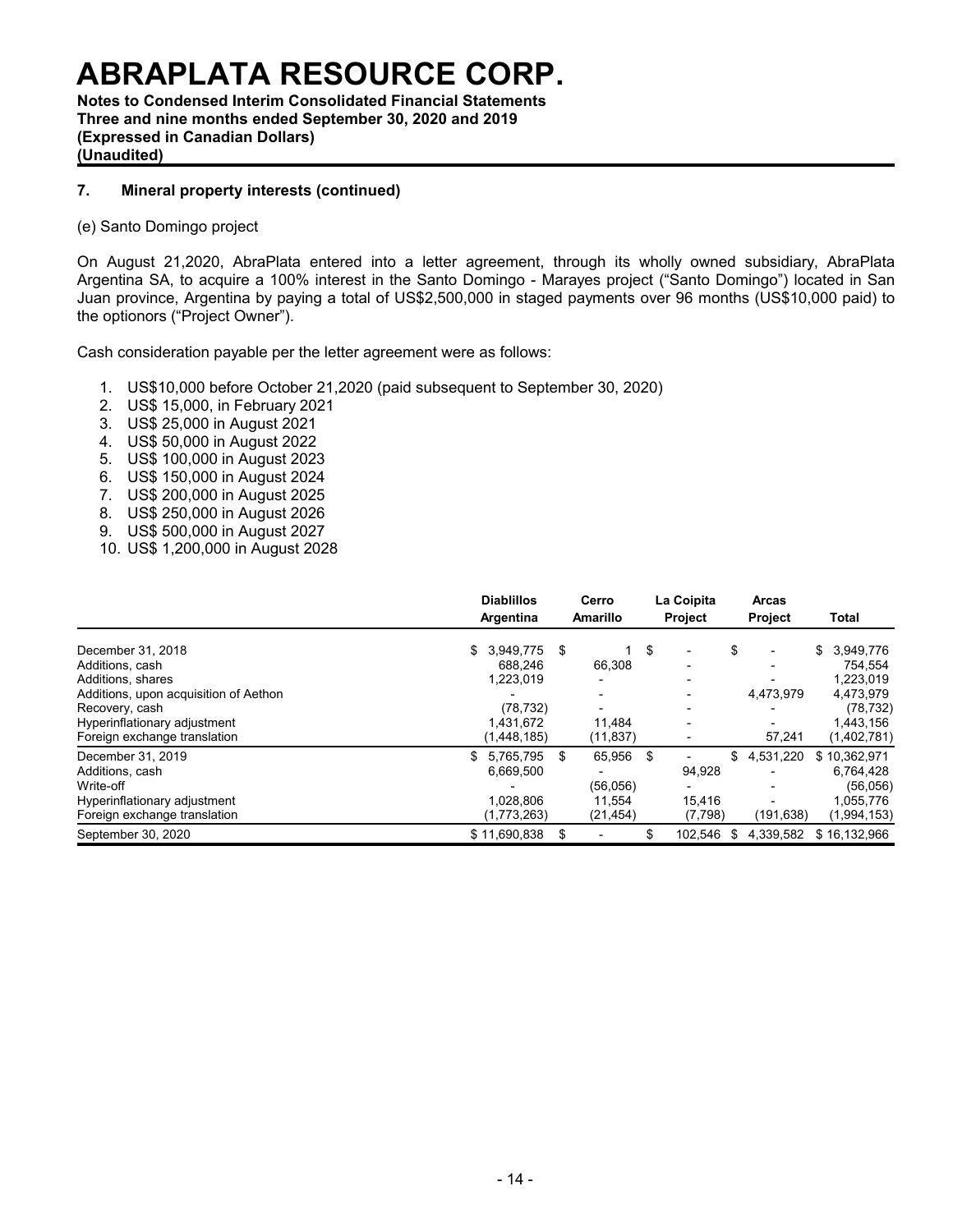# ABRAPLATA RESOURCE CORP.

**Notes to Condensed Interim Consolidated Financial Statements**
**Three and nine months ended September 30, 2020 and 2019**
**(Expressed in Canadian Dollars)**
**(Unaudited)**

## 7. Mineral property interests (continued)

(e) Santo Domingo project

On August 21,2020, AbraPlata entered into a letter agreement, through its wholly owned subsidiary, AbraPlata Argentina SA, to acquire a 100% interest in the Santo Domingo - Marayes project ("Santo Domingo") located in San Juan province, Argentina by paying a total of US$2,500,000 in staged payments over 96 months (US$10,000 paid) to the optionors ("Project Owner").

Cash consideration payable per the letter agreement were as follows:

1. US$10,000 before October 21,2020 (paid subsequent to September 30, 2020)
2. US$ 15,000, in February 2021
3. US$ 25,000 in August 2021
4. US$ 50,000 in August 2022
5. US$ 100,000 in August 2023
6. US$ 150,000 in August 2024
7. US$ 200,000 in August 2025
8. US$ 250,000 in August 2026
9. US$ 500,000 in August 2027
10. US$ 1,200,000 in August 2028

| | Diablillos Argentina | Cerro Amarillo | La Coipita Project | Arcas Project | Total |
|---|---|---|---|---|---|
| December 31, 2018 | $ 3,949,775 | $ 1 | $ - | $ - | $ 3,949,776 |
| Additions, cash | 688,246 | 66,308 | - | - | 754,554 |
| Additions, shares | 1,223,019 | - | - | - | 1,223,019 |
| Additions, upon acquisition of Aethon | - | - | - | 4,473,979 | 4,473,979 |
| Recovery, cash | (78,732) | - | - | - | (78,732) |
| Hyperinflationary adjustment | 1,431,672 | 11,484 | - | - | 1,443,156 |
| Foreign exchange translation | (1,448,185) | (11,837) | - | 57,241 | (1,402,781) |
| December 31, 2019 | $ 5,765,795 | $ 65,956 | $ - | $ 4,531,220 | $ 10,362,971 |
| Additions, cash | 6,669,500 | - | 94,928 | - | 6,764,428 |
| Write-off | - | (56,056) | - | - | (56,056) |
| Hyperinflationary adjustment | 1,028,806 | 11,554 | 15,416 | - | 1,055,776 |
| Foreign exchange translation | (1,773,263) | (21,454) | (7,798) | (191,638) | (1,994,153) |
| September 30, 2020 | $ 11,690,838 | $ - | $ 102,546 | $ 4,339,582 | $ 16,132,966 |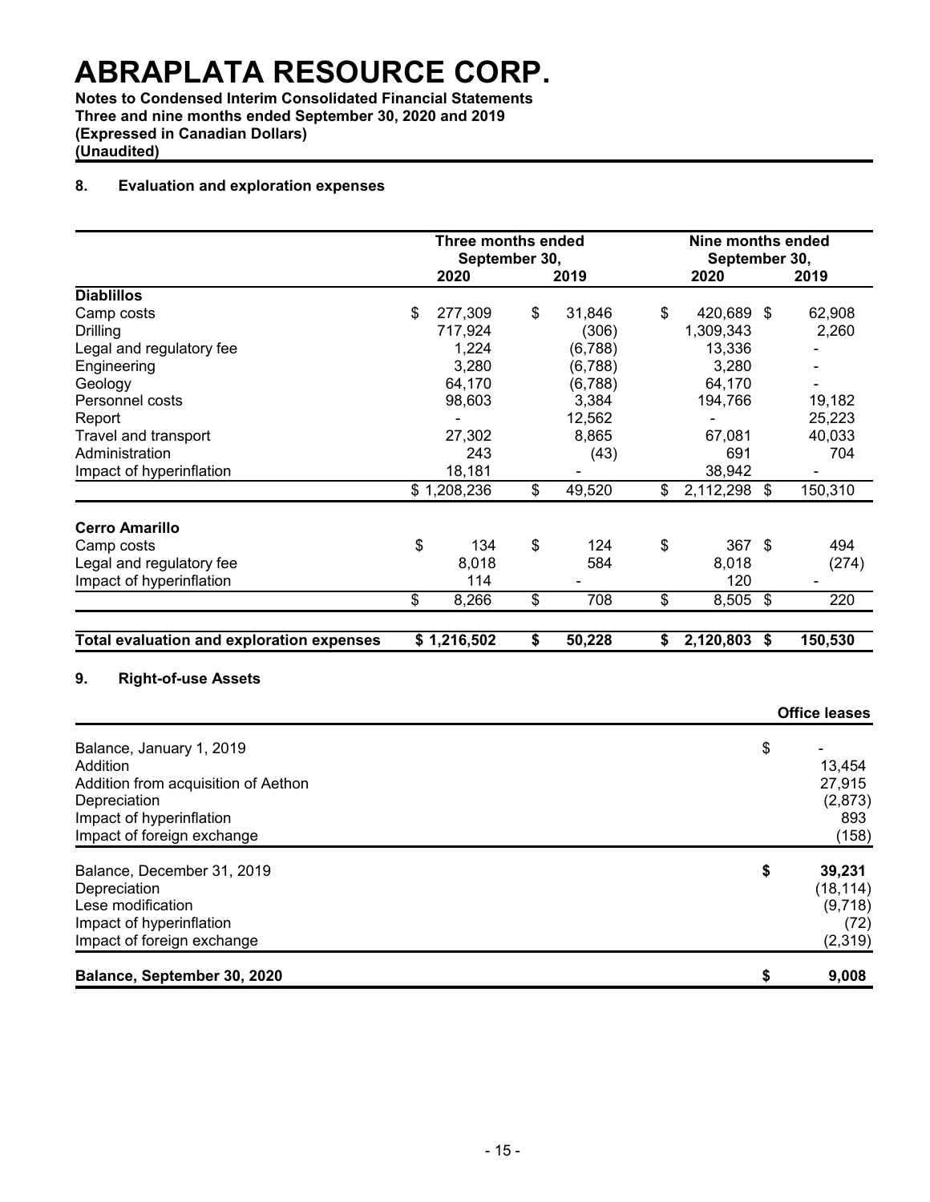# ABRAPLATA RESOURCE CORP.

**Notes to Condensed Interim Consolidated Financial Statements**
**Three and nine months ended September 30, 2020 and 2019**
**(Expressed in Canadian Dollars)**
**(Unaudited)**

## 8. Evaluation and exploration expenses

| | Three months ended September 30, | | Nine months ended September 30, | |
|---|---|---|---|---|
| | 2020 | 2019 | 2020 | 2019 |
| **Diablillos** | | | | |
| Camp costs | $ 277,309 | $ 31,846 | $ 420,689 | $ 62,908 |
| Drilling | 717,924 | (306) | 1,309,343 | 2,260 |
| Legal and regulatory fee | 1,224 | (6,788) | 13,336 | - |
| Engineering | 3,280 | (6,788) | 3,280 | - |
| Geology | 64,170 | (6,788) | 64,170 | - |
| Personnel costs | 98,603 | 3,384 | 194,766 | 19,182 |
| Report | - | 12,562 | - | 25,223 |
| Travel and transport | 27,302 | 8,865 | 67,081 | 40,033 |
| Administration | 243 | (43) | 691 | 704 |
| Impact of hyperinflation | 18,181 | - | 38,942 | - |
| | $ 1,208,236 | $ 49,520 | $ 2,112,298 | $ 150,310 |
| **Cerro Amarillo** | | | | |
| Camp costs | $ 134 | $ 124 | $ 367 | $ 494 |
| Legal and regulatory fee | 8,018 | 584 | 8,018 | (274) |
| Impact of hyperinflation | 114 | - | 120 | - |
| | $ 8,266 | $ 708 | $ 8,505 | $ 220 |
| **Total evaluation and exploration expenses** | **$ 1,216,502** | **$ 50,228** | **$ 2,120,803** | **$ 150,530** |

## 9. Right-of-use Assets

| | Office leases |
|---|---|
| Balance, January 1, 2019 | $ - |
| Addition | 13,454 |
| Addition from acquisition of Aethon | 27,915 |
| Depreciation | (2,873) |
| Impact of hyperinflation | 893 |
| Impact of foreign exchange | (158) |
| Balance, December 31, 2019 | **$ 39,231** |
| Depreciation | (18,114) |
| Lese modification | (9,718) |
| Impact of hyperinflation | (72) |
| Impact of foreign exchange | (2,319) |
| **Balance, September 30, 2020** | **$ 9,008** |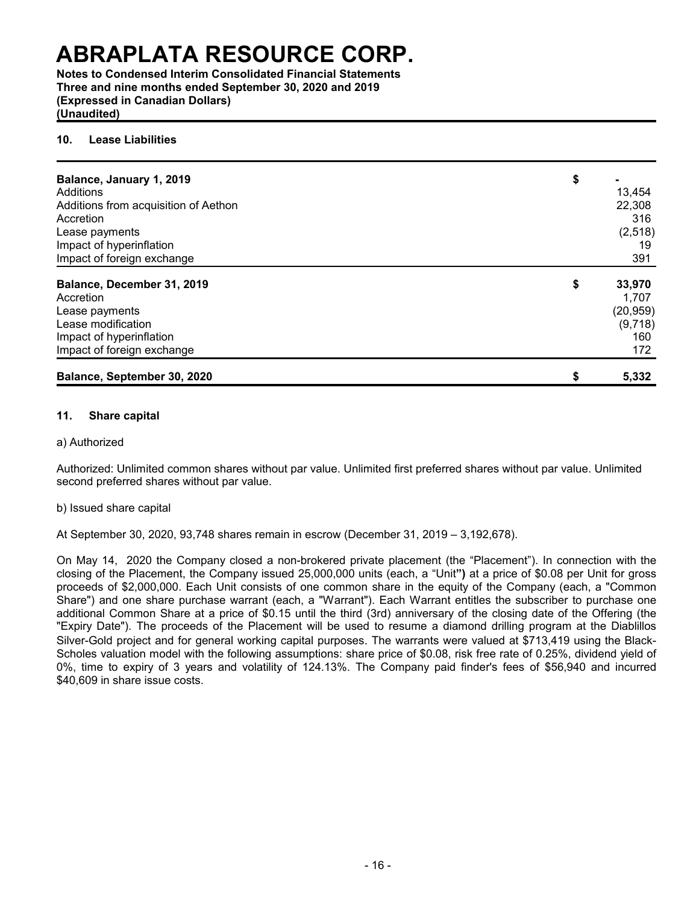## 10. Lease Liabilities

| | | |
|---|---|---|
| **Balance, January 1, 2019** | **$** | - |
| Additions | | 13,454 |
| Additions from acquisition of Aethon | | 22,308 |
| Accretion | | 316 |
| Lease payments | | (2,518) |
| Impact of hyperinflation | | 19 |
| Impact of foreign exchange | | 391 |
| **Balance, December 31, 2019** | **$** | **33,970** |
| Accretion | | 1,707 |
| Lease payments | | (20,959) |
| Lease modification | | (9,718) |
| Impact of hyperinflation | | 160 |
| Impact of foreign exchange | | 172 |
| **Balance, September 30, 2020** | **$** | **5,332** |

## 11. Share capital

a) Authorized

Authorized: Unlimited common shares without par value. Unlimited first preferred shares without par value. Unlimited second preferred shares without par value.

b) Issued share capital

At September 30, 2020, 93,748 shares remain in escrow (December 31, 2019 – 3,192,678).

On May 14, 2020 the Company closed a non-brokered private placement (the "Placement"). In connection with the closing of the Placement, the Company issued 25,000,000 units (each, a "Unit**")** at a price of $0.08 per Unit for gross proceeds of $2,000,000. Each Unit consists of one common share in the equity of the Company (each, a "Common Share") and one share purchase warrant (each, a "Warrant"). Each Warrant entitles the subscriber to purchase one additional Common Share at a price of $0.15 until the third (3rd) anniversary of the closing date of the Offering (the "Expiry Date"). The proceeds of the Placement will be used to resume a diamond drilling program at the Diablillos Silver-Gold project and for general working capital purposes. The warrants were valued at $713,419 using the Black-Scholes valuation model with the following assumptions: share price of $0.08, risk free rate of 0.25%, dividend yield of 0%, time to expiry of 3 years and volatility of 124.13%. The Company paid finder's fees of $56,940 and incurred $40,609 in share issue costs.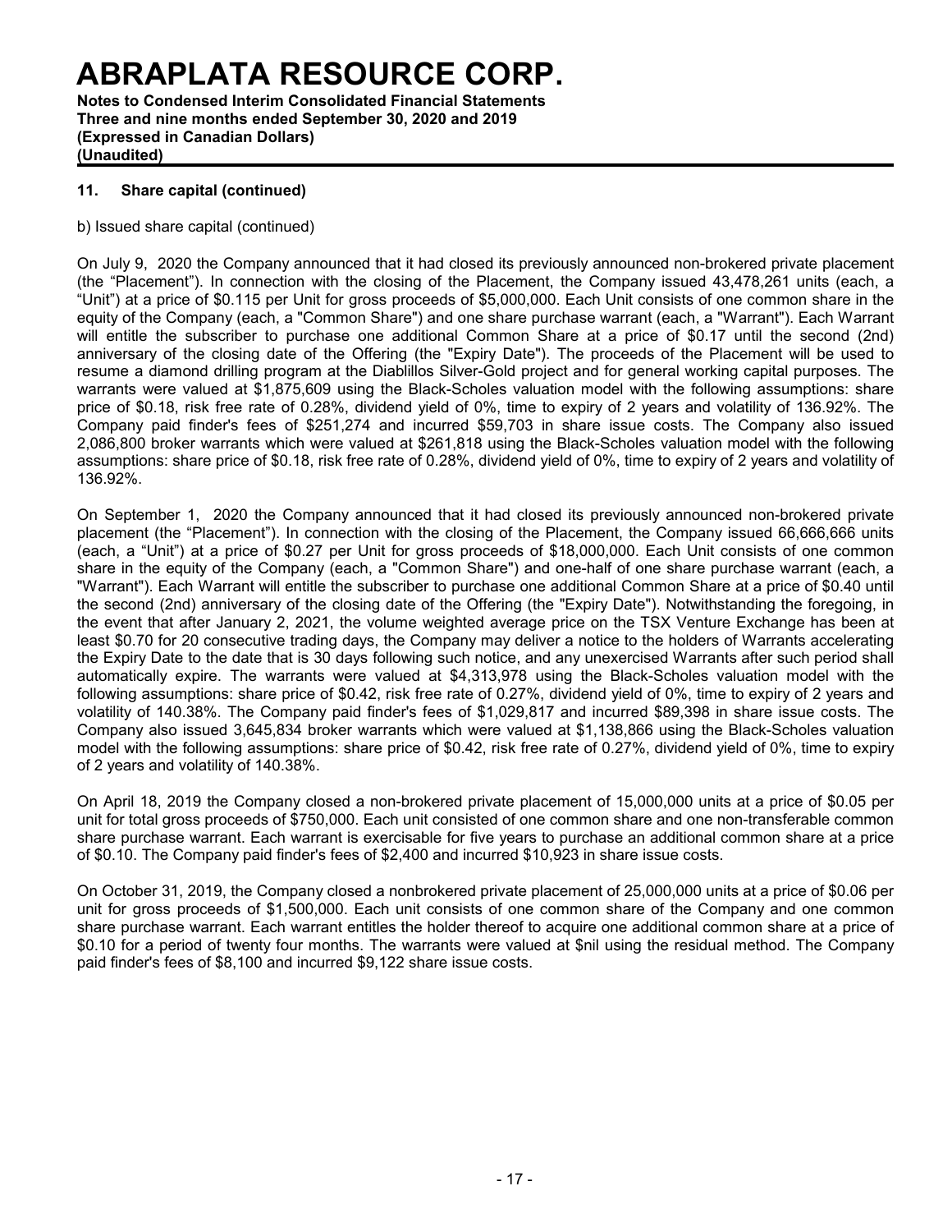## 11. Share capital (continued)

b) Issued share capital (continued)

On July 9, 2020 the Company announced that it had closed its previously announced non-brokered private placement (the "Placement"). In connection with the closing of the Placement, the Company issued 43,478,261 units (each, a "Unit") at a price of $0.115 per Unit for gross proceeds of $5,000,000. Each Unit consists of one common share in the equity of the Company (each, a "Common Share") and one share purchase warrant (each, a "Warrant"). Each Warrant will entitle the subscriber to purchase one additional Common Share at a price of $0.17 until the second (2nd) anniversary of the closing date of the Offering (the "Expiry Date"). The proceeds of the Placement will be used to resume a diamond drilling program at the Diablillos Silver-Gold project and for general working capital purposes. The warrants were valued at $1,875,609 using the Black-Scholes valuation model with the following assumptions: share price of $0.18, risk free rate of 0.28%, dividend yield of 0%, time to expiry of 2 years and volatility of 136.92%. The Company paid finder's fees of $251,274 and incurred $59,703 in share issue costs. The Company also issued 2,086,800 broker warrants which were valued at $261,818 using the Black-Scholes valuation model with the following assumptions: share price of $0.18, risk free rate of 0.28%, dividend yield of 0%, time to expiry of 2 years and volatility of 136.92%.

On September 1, 2020 the Company announced that it had closed its previously announced non-brokered private placement (the "Placement"). In connection with the closing of the Placement, the Company issued 66,666,666 units (each, a "Unit") at a price of $0.27 per Unit for gross proceeds of $18,000,000. Each Unit consists of one common share in the equity of the Company (each, a "Common Share") and one-half of one share purchase warrant (each, a "Warrant"). Each Warrant will entitle the subscriber to purchase one additional Common Share at a price of $0.40 until the second (2nd) anniversary of the closing date of the Offering (the "Expiry Date"). Notwithstanding the foregoing, in the event that after January 2, 2021, the volume weighted average price on the TSX Venture Exchange has been at least $0.70 for 20 consecutive trading days, the Company may deliver a notice to the holders of Warrants accelerating the Expiry Date to the date that is 30 days following such notice, and any unexercised Warrants after such period shall automatically expire. The warrants were valued at $4,313,978 using the Black-Scholes valuation model with the following assumptions: share price of $0.42, risk free rate of 0.27%, dividend yield of 0%, time to expiry of 2 years and volatility of 140.38%. The Company paid finder's fees of $1,029,817 and incurred $89,398 in share issue costs. The Company also issued 3,645,834 broker warrants which were valued at $1,138,866 using the Black-Scholes valuation model with the following assumptions: share price of $0.42, risk free rate of 0.27%, dividend yield of 0%, time to expiry of 2 years and volatility of 140.38%.

On April 18, 2019 the Company closed a non-brokered private placement of 15,000,000 units at a price of $0.05 per unit for total gross proceeds of $750,000. Each unit consisted of one common share and one non-transferable common share purchase warrant. Each warrant is exercisable for five years to purchase an additional common share at a price of $0.10. The Company paid finder's fees of $2,400 and incurred $10,923 in share issue costs.

On October 31, 2019, the Company closed a nonbrokered private placement of 25,000,000 units at a price of $0.06 per unit for gross proceeds of $1,500,000. Each unit consists of one common share of the Company and one common share purchase warrant. Each warrant entitles the holder thereof to acquire one additional common share at a price of $0.10 for a period of twenty four months. The warrants were valued at $nil using the residual method. The Company paid finder's fees of $8,100 and incurred $9,122 share issue costs.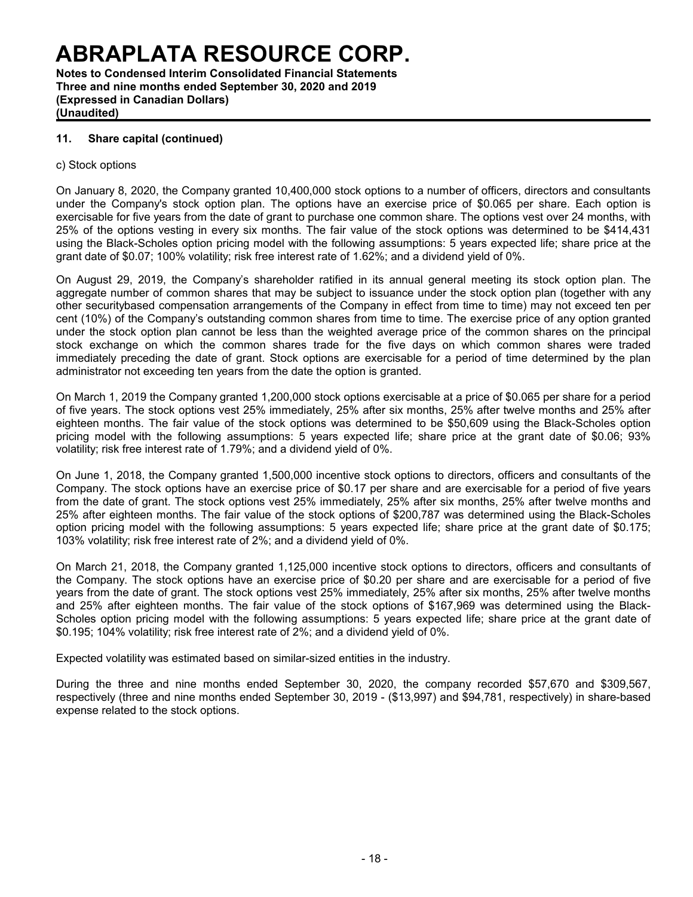## 11. Share capital (continued)

c) Stock options

On January 8, 2020, the Company granted 10,400,000 stock options to a number of officers, directors and consultants under the Company's stock option plan. The options have an exercise price of $0.065 per share. Each option is exercisable for five years from the date of grant to purchase one common share. The options vest over 24 months, with 25% of the options vesting in every six months. The fair value of the stock options was determined to be $414,431 using the Black-Scholes option pricing model with the following assumptions: 5 years expected life; share price at the grant date of $0.07; 100% volatility; risk free interest rate of 1.62%; and a dividend yield of 0%.

On August 29, 2019, the Company's shareholder ratified in its annual general meeting its stock option plan. The aggregate number of common shares that may be subject to issuance under the stock option plan (together with any other securitybased compensation arrangements of the Company in effect from time to time) may not exceed ten per cent (10%) of the Company's outstanding common shares from time to time. The exercise price of any option granted under the stock option plan cannot be less than the weighted average price of the common shares on the principal stock exchange on which the common shares trade for the five days on which common shares were traded immediately preceding the date of grant. Stock options are exercisable for a period of time determined by the plan administrator not exceeding ten years from the date the option is granted.

On March 1, 2019 the Company granted 1,200,000 stock options exercisable at a price of $0.065 per share for a period of five years. The stock options vest 25% immediately, 25% after six months, 25% after twelve months and 25% after eighteen months. The fair value of the stock options was determined to be $50,609 using the Black-Scholes option pricing model with the following assumptions: 5 years expected life; share price at the grant date of $0.06; 93% volatility; risk free interest rate of 1.79%; and a dividend yield of 0%.

On June 1, 2018, the Company granted 1,500,000 incentive stock options to directors, officers and consultants of the Company. The stock options have an exercise price of $0.17 per share and are exercisable for a period of five years from the date of grant. The stock options vest 25% immediately, 25% after six months, 25% after twelve months and 25% after eighteen months. The fair value of the stock options of $200,787 was determined using the Black-Scholes option pricing model with the following assumptions: 5 years expected life; share price at the grant date of $0.175; 103% volatility; risk free interest rate of 2%; and a dividend yield of 0%.

On March 21, 2018, the Company granted 1,125,000 incentive stock options to directors, officers and consultants of the Company. The stock options have an exercise price of $0.20 per share and are exercisable for a period of five years from the date of grant. The stock options vest 25% immediately, 25% after six months, 25% after twelve months and 25% after eighteen months. The fair value of the stock options of $167,969 was determined using the Black-Scholes option pricing model with the following assumptions: 5 years expected life; share price at the grant date of $0.195; 104% volatility; risk free interest rate of 2%; and a dividend yield of 0%.

Expected volatility was estimated based on similar-sized entities in the industry.

During the three and nine months ended September 30, 2020, the company recorded $57,670 and $309,567, respectively (three and nine months ended September 30, 2019 - ($13,997) and $94,781, respectively) in share-based expense related to the stock options.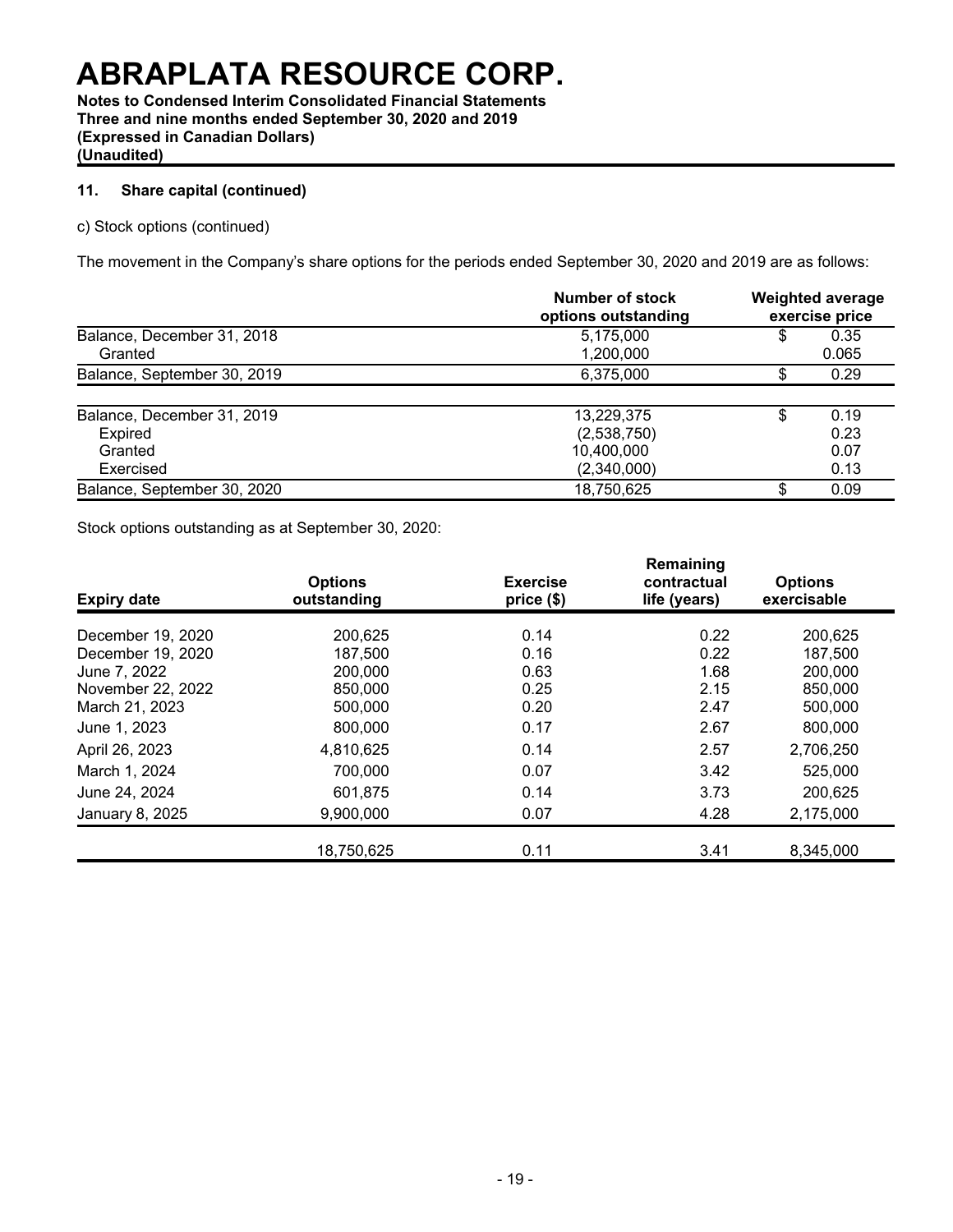# ABRAPLATA RESOURCE CORP.

**Notes to Condensed Interim Consolidated Financial Statements**
**Three and nine months ended September 30, 2020 and 2019**
**(Expressed in Canadian Dollars)**
**(Unaudited)**

### 11. Share capital (continued)

c) Stock options (continued)

The movement in the Company's share options for the periods ended September 30, 2020 and 2019 are as follows:

| | Number of stock options outstanding | Weighted average exercise price |
|---|---|---|
| Balance, December 31, 2018 | 5,175,000 | $ 0.35 |
| Granted | 1,200,000 | 0.065 |
| Balance, September 30, 2019 | 6,375,000 | $ 0.29 |
| | | |
| Balance, December 31, 2019 | 13,229,375 | $ 0.19 |
| Expired | (2,538,750) | 0.23 |
| Granted | 10,400,000 | 0.07 |
| Exercised | (2,340,000) | 0.13 |
| Balance, September 30, 2020 | 18,750,625 | $ 0.09 |

Stock options outstanding as at September 30, 2020:

| Expiry date | Options outstanding | Exercise price ($) | Remaining contractual life (years) | Options exercisable |
|---|---|---|---|---|
| December 19, 2020 | 200,625 | 0.14 | 0.22 | 200,625 |
| December 19, 2020 | 187,500 | 0.16 | 0.22 | 187,500 |
| June 7, 2022 | 200,000 | 0.63 | 1.68 | 200,000 |
| November 22, 2022 | 850,000 | 0.25 | 2.15 | 850,000 |
| March 21, 2023 | 500,000 | 0.20 | 2.47 | 500,000 |
| June 1, 2023 | 800,000 | 0.17 | 2.67 | 800,000 |
| April 26, 2023 | 4,810,625 | 0.14 | 2.57 | 2,706,250 |
| March 1, 2024 | 700,000 | 0.07 | 3.42 | 525,000 |
| June 24, 2024 | 601,875 | 0.14 | 3.73 | 200,625 |
| January 8, 2025 | 9,900,000 | 0.07 | 4.28 | 2,175,000 |
| | 18,750,625 | 0.11 | 3.41 | 8,345,000 |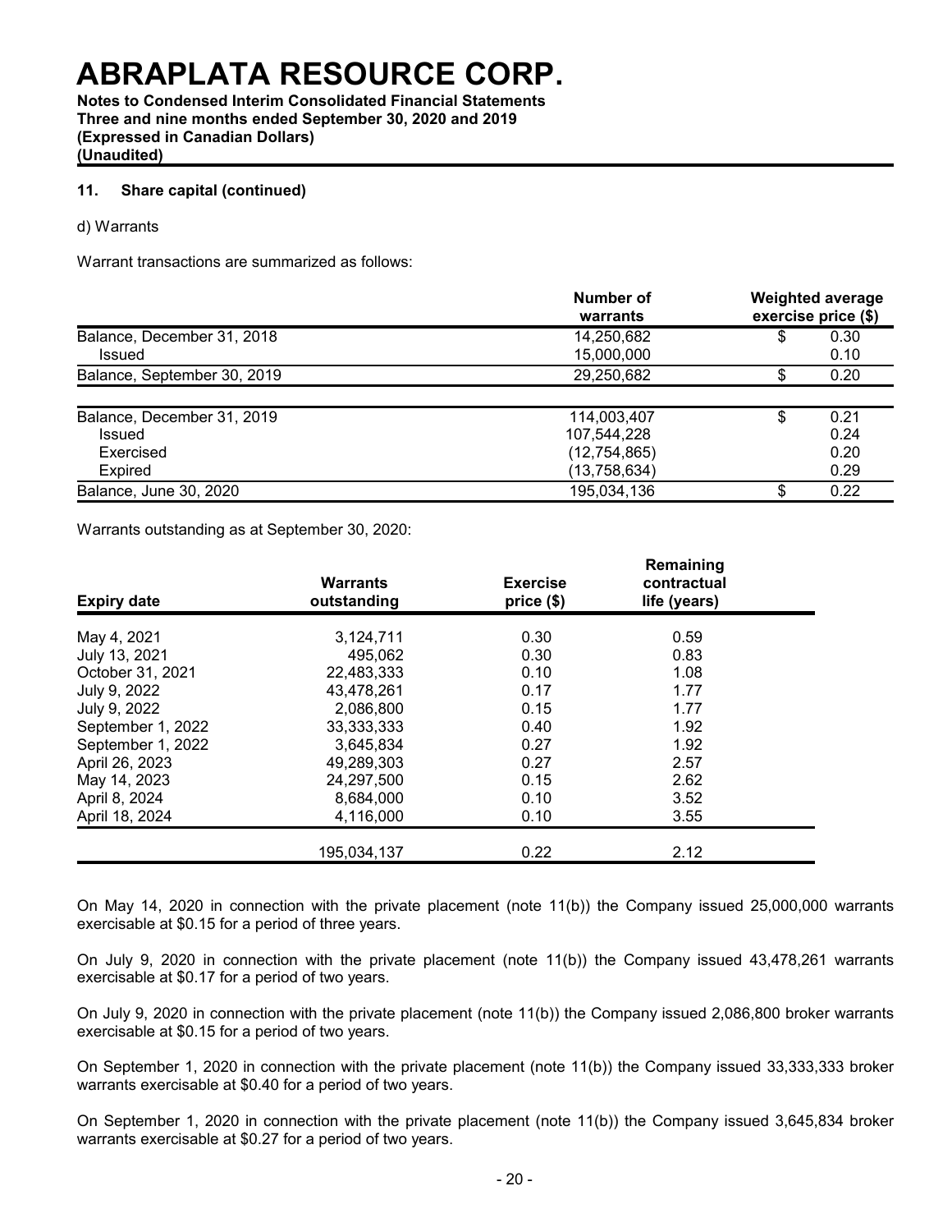# ABRAPLATA RESOURCE CORP.

**Notes to Condensed Interim Consolidated Financial Statements**
**Three and nine months ended September 30, 2020 and 2019**
**(Expressed in Canadian Dollars)**
**(Unaudited)**

### 11. Share capital (continued)

d) Warrants

Warrant transactions are summarized as follows:

| | Number of warrants | Weighted average exercise price ($) |
|---|---|---|
| Balance, December 31, 2018 | 14,250,682 | $ 0.30 |
| Issued | 15,000,000 | 0.10 |
| Balance, September 30, 2019 | 29,250,682 | $ 0.20 |
| | | |
| Balance, December 31, 2019 | 114,003,407 | $ 0.21 |
| Issued | 107,544,228 | 0.24 |
| Exercised | (12,754,865) | 0.20 |
| Expired | (13,758,634) | 0.29 |
| Balance, June 30, 2020 | 195,034,136 | $ 0.22 |

Warrants outstanding as at September 30, 2020:

| Expiry date | Warrants outstanding | Exercise price ($) | Remaining contractual life (years) |
|---|---|---|---|
| May 4, 2021 | 3,124,711 | 0.30 | 0.59 |
| July 13, 2021 | 495,062 | 0.30 | 0.83 |
| October 31, 2021 | 22,483,333 | 0.10 | 1.08 |
| July 9, 2022 | 43,478,261 | 0.17 | 1.77 |
| July 9, 2022 | 2,086,800 | 0.15 | 1.77 |
| September 1, 2022 | 33,333,333 | 0.40 | 1.92 |
| September 1, 2022 | 3,645,834 | 0.27 | 1.92 |
| April 26, 2023 | 49,289,303 | 0.27 | 2.57 |
| May 14, 2023 | 24,297,500 | 0.15 | 2.62 |
| April 8, 2024 | 8,684,000 | 0.10 | 3.52 |
| April 18, 2024 | 4,116,000 | 0.10 | 3.55 |
| | 195,034,137 | 0.22 | 2.12 |

On May 14, 2020 in connection with the private placement (note 11(b)) the Company issued 25,000,000 warrants exercisable at $0.15 for a period of three years.

On July 9, 2020 in connection with the private placement (note 11(b)) the Company issued 43,478,261 warrants exercisable at $0.17 for a period of two years.

On July 9, 2020 in connection with the private placement (note 11(b)) the Company issued 2,086,800 broker warrants exercisable at $0.15 for a period of two years.

On September 1, 2020 in connection with the private placement (note 11(b)) the Company issued 33,333,333 broker warrants exercisable at $0.40 for a period of two years.

On September 1, 2020 in connection with the private placement (note 11(b)) the Company issued 3,645,834 broker warrants exercisable at $0.27 for a period of two years.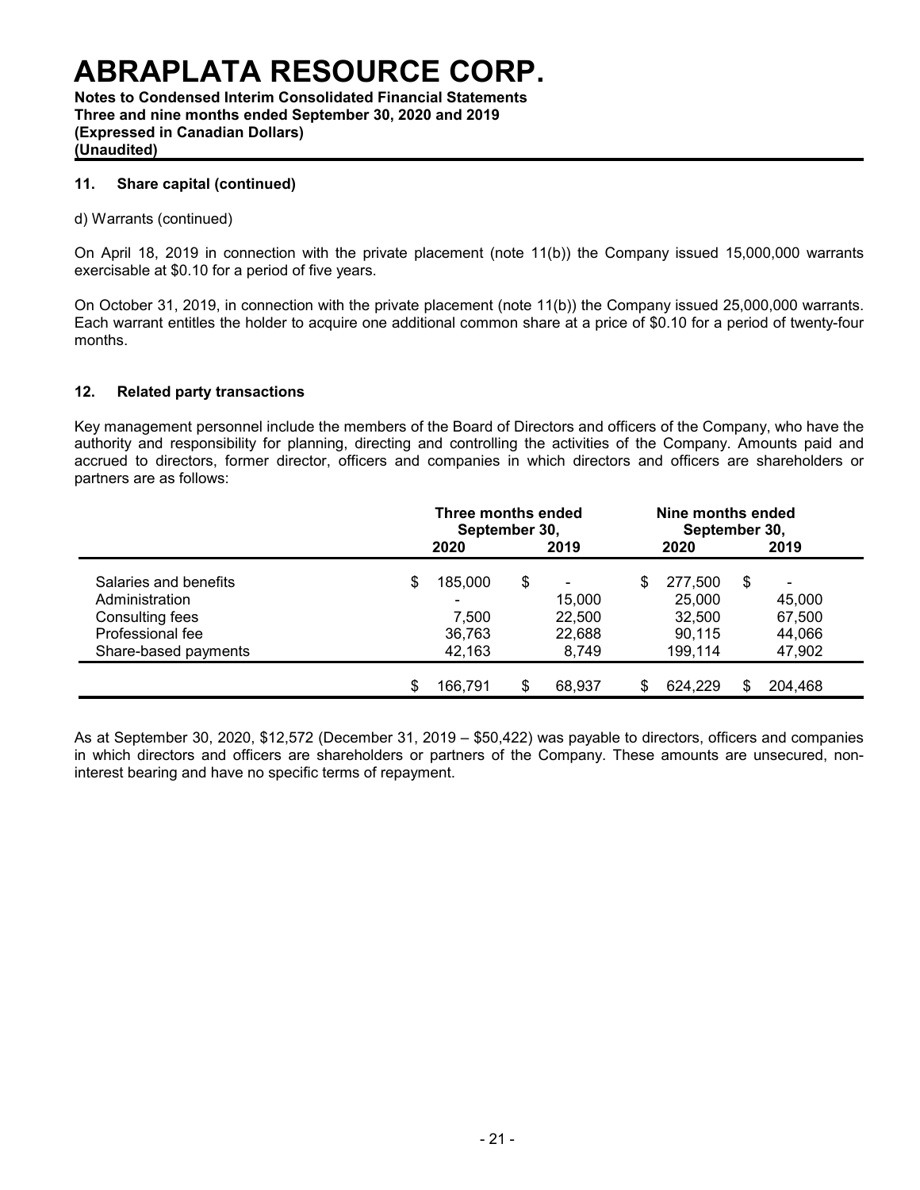# ABRAPLATA RESOURCE CORP.

**Notes to Condensed Interim Consolidated Financial Statements**
**Three and nine months ended September 30, 2020 and 2019**
**(Expressed in Canadian Dollars)**
**(Unaudited)**

## 11. Share capital (continued)

d) Warrants (continued)

On April 18, 2019 in connection with the private placement (note 11(b)) the Company issued 15,000,000 warrants exercisable at $0.10 for a period of five years.

On October 31, 2019, in connection with the private placement (note 11(b)) the Company issued 25,000,000 warrants. Each warrant entitles the holder to acquire one additional common share at a price of $0.10 for a period of twenty-four months.

## 12. Related party transactions

Key management personnel include the members of the Board of Directors and officers of the Company, who have the authority and responsibility for planning, directing and controlling the activities of the Company. Amounts paid and accrued to directors, former director, officers and companies in which directors and officers are shareholders or partners are as follows:

| | Three months ended September 30, 2020 | Three months ended September 30, 2019 | Nine months ended September 30, 2020 | Nine months ended September 30, 2019 |
|---|---|---|---|---|
| Salaries and benefits | $ 185,000 | $ - | $ 277,500 | $ - |
| Administration | - | 15,000 | 25,000 | 45,000 |
| Consulting fees | 7,500 | 22,500 | 32,500 | 67,500 |
| Professional fee | 36,763 | 22,688 | 90,115 | 44,066 |
| Share-based payments | 42,163 | 8,749 | 199,114 | 47,902 |
| | $ 166,791 | $ 68,937 | $ 624,229 | $ 204,468 |

As at September 30, 2020, $12,572 (December 31, 2019 – $50,422) was payable to directors, officers and companies in which directors and officers are shareholders or partners of the Company. These amounts are unsecured, non-interest bearing and have no specific terms of repayment.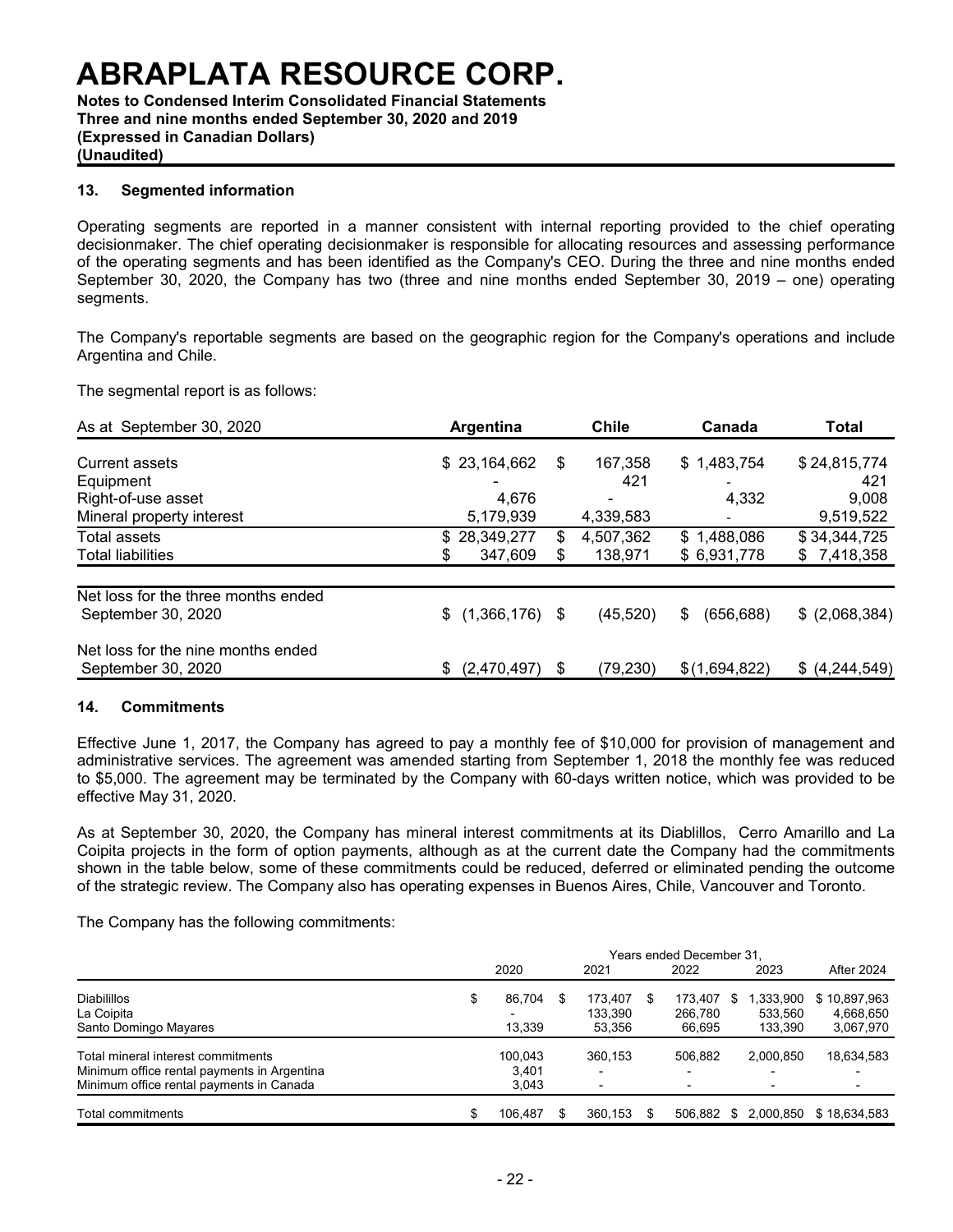# ABRAPLATA RESOURCE CORP.

**Notes to Condensed Interim Consolidated Financial Statements**
**Three and nine months ended September 30, 2020 and 2019**
**(Expressed in Canadian Dollars)**
**(Unaudited)**

## 13. Segmented information

Operating segments are reported in a manner consistent with internal reporting provided to the chief operating decisionmaker. The chief operating decisionmaker is responsible for allocating resources and assessing performance of the operating segments and has been identified as the Company's CEO. During the three and nine months ended September 30, 2020, the Company has two (three and nine months ended September 30, 2019 – one) operating segments.

The Company's reportable segments are based on the geographic region for the Company's operations and include Argentina and Chile.

The segmental report is as follows:

| As at September 30, 2020 | Argentina | Chile | Canada | Total |
|---|---|---|---|---|
| Current assets | $ 23,164,662 | $ 167,358 | $ 1,483,754 | $ 24,815,774 |
| Equipment | - | 421 | - | 421 |
| Right-of-use asset | 4,676 | - | 4,332 | 9,008 |
| Mineral property interest | 5,179,939 | 4,339,583 | - | 9,519,522 |
| Total assets | $ 28,349,277 | $ 4,507,362 | $ 1,488,086 | $ 34,344,725 |
| Total liabilities | $ 347,609 | $ 138,971 | $ 6,931,778 | $ 7,418,358 |
| Net loss for the three months ended September 30, 2020 | $ (1,366,176) | $ (45,520) | $ (656,688) | $ (2,068,384) |
| Net loss for the nine months ended September 30, 2020 | $ (2,470,497) | $ (79,230) | $ (1,694,822) | $ (4,244,549) |

## 14. Commitments

Effective June 1, 2017, the Company has agreed to pay a monthly fee of $10,000 for provision of management and administrative services. The agreement was amended starting from September 1, 2018 the monthly fee was reduced to $5,000. The agreement may be terminated by the Company with 60-days written notice, which was provided to be effective May 31, 2020.

As at September 30, 2020, the Company has mineral interest commitments at its Diablillos, Cerro Amarillo and La Coipita projects in the form of option payments, although as at the current date the Company had the commitments shown in the table below, some of these commitments could be reduced, deferred or eliminated pending the outcome of the strategic review. The Company also has operating expenses in Buenos Aires, Chile, Vancouver and Toronto.

The Company has the following commitments:

| | Years ended December 31, | | | | |
|---|---|---|---|---|---|
| | 2020 | 2021 | 2022 | 2023 | After 2024 |
| Diabilillos | $ 86,704 | $ 173,407 | $ 173,407 | $ 1,333,900 | $ 10,897,963 |
| La Coipita | - | 133,390 | 266,780 | 533,560 | 4,668,650 |
| Santo Domingo Mayares | 13,339 | 53,356 | 66,695 | 133,390 | 3,067,970 |
| Total mineral interest commitments | 100,043 | 360,153 | 506,882 | 2,000,850 | 18,634,583 |
| Minimum office rental payments in Argentina | 3,401 | - | - | - | - |
| Minimum office rental payments in Canada | 3,043 | - | - | - | - |
| Total commitments | $ 106,487 | $ 360,153 | $ 506,882 | $ 2,000,850 | $ 18,634,583 |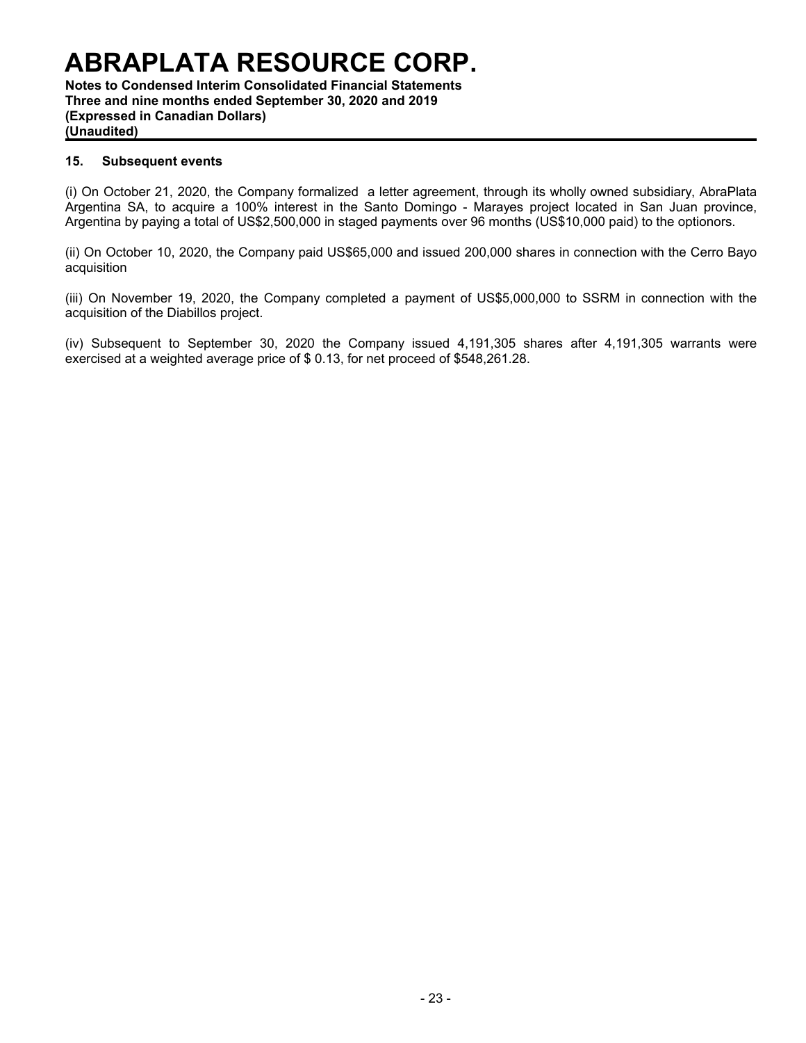## 15. Subsequent events

(i) On October 21, 2020, the Company formalized a letter agreement, through its wholly owned subsidiary, AbraPlata Argentina SA, to acquire a 100% interest in the Santo Domingo - Marayes project located in San Juan province, Argentina by paying a total of US$2,500,000 in staged payments over 96 months (US$10,000 paid) to the optionors.

(ii) On October 10, 2020, the Company paid US$65,000 and issued 200,000 shares in connection with the Cerro Bayo acquisition

(iii) On November 19, 2020, the Company completed a payment of US$5,000,000 to SSRM in connection with the acquisition of the Diabillos project.

(iv) Subsequent to September 30, 2020 the Company issued 4,191,305 shares after 4,191,305 warrants were exercised at a weighted average price of $ 0.13, for net proceed of $548,261.28.